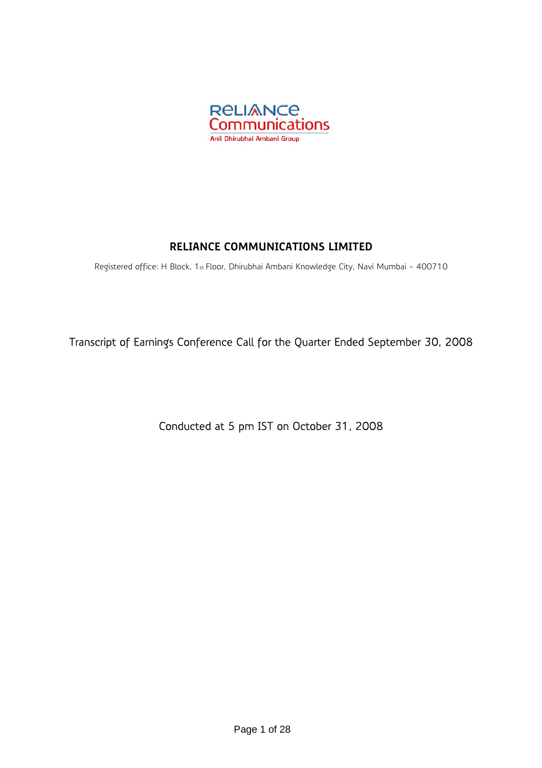# RELIANCE COMMUNICATIONS LIMITED

Registered office: H Block, 1st Floor, Dhirubhai Ambani Knowledge City, Navi Mumbai - 400710

Transcript of Earnings Conference Call for the Quarter Ended September 30, 2008

Conducted at 5 pm IST on October 31, 2008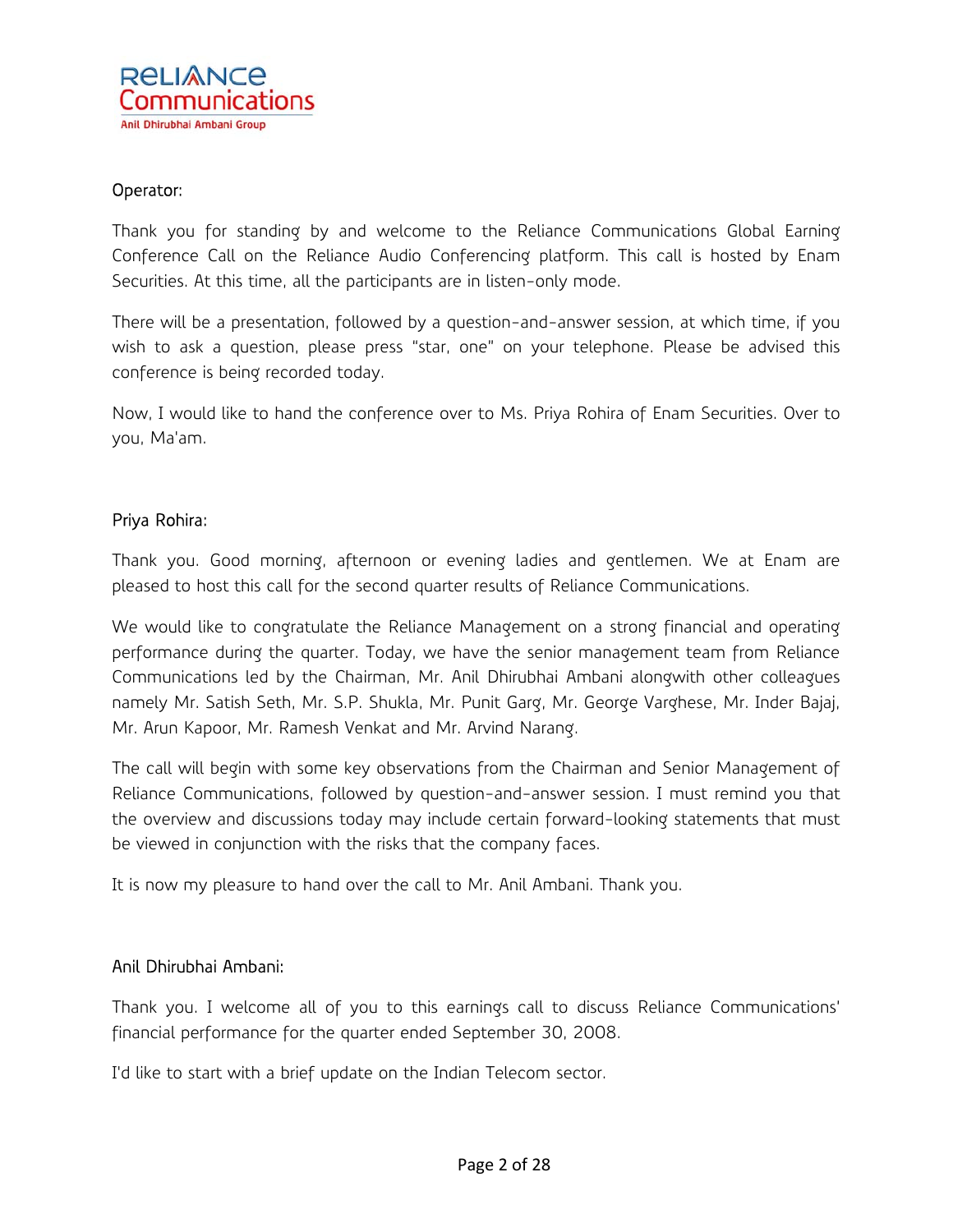Operator:

Thank you for standing by and welcome to the Reliance Communications Global Earning Conference Call on the Reliance Audio Conferencing platform. This call is hosted by Enam Securities. At this time, all the participants are in listen-only mode.

There will be a presentation, followed by a question-and-answer session, at which time, if you wish to ask a question, please press "star, one" on your telephone. Please be advised this conference is being recorded today.

Now, I would like to hand the conference over to Ms. Priya Rohira of Enam Securities. Over to you, Ma'am.

Priya Rohira:

Thank you. Good morning, afternoon or evening ladies and gentlemen. We at Enam are pleased to host this call for the second quarter results of Reliance Communications.

We would like to congratulate the Reliance Management on a strong financial and operating performance during the quarter. Today, we have the senior management team from Reliance Communications led by the Chairman, Mr. Anil Dhirubhai Ambani alongwith other colleagues namely Mr. Satish Seth, Mr. S.P. Shukla, Mr. Punit Garg, Mr. George Varghese, Mr. Inder Bajaj, Mr. Arun Kapoor, Mr. Ramesh Venkat and Mr. Arvind Narang.

The call will begin with some key observations from the Chairman and Senior Management of Reliance Communications, followed by question-and-answer session. I must remind you that the overview and discussions today may include certain forward-looking statements that must be viewed in conjunction with the risks that the company faces.

It is now my pleasure to hand over the call to Mr. Anil Ambani. Thank you.

Anil Dhirubhai Ambani:

Thank you. I welcome all of you to this earnings call to discuss Reliance Communications' financial performance for the quarter ended September 30, 2008.

I'd like to start with a brief update on the Indian Telecom sector.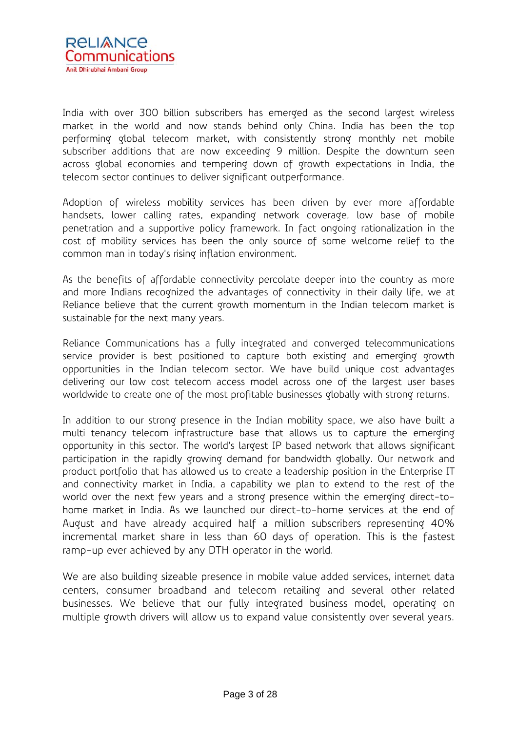India with over 300 billion subscribers has emerged as the second largest wireless market in the world and now stands behind only China. India has been the top performing global telecom market, with consistently strong monthly net mobile subscriber additions that are now exceeding 9 million. Despite the downturn seen across global economies and tempering down of growth expectations in India, the telecom sector continues to deliver significant outperformance.

Adoption of wireless mobility services has been driven by ever more affordable handsets, lower calling rates, expanding network coverage, low base of mobile penetration and a supportive policy framework. In fact ongoing rationalization in the cost of mobility services has been the only source of some welcome relief to the common man in today's rising inflation environment.

As the benefits of affordable connectivity percolate deeper into the country as more and more Indians recognized the advantages of connectivity in their daily life, we at Reliance believe that the current growth momentum in the Indian telecom market is sustainable for the next many years.

Reliance Communications has a fully integrated and converged telecommunications service provider is best positioned to capture both existing and emerging growth opportunities in the Indian telecom sector. We have build unique cost advantages delivering our low cost telecom access model across one of the largest user bases worldwide to create one of the most profitable businesses globally with strong returns.

In addition to our strong presence in the Indian mobility space, we also have built a multi tenancy telecom infrastructure base that allows us to capture the emerging opportunity in this sector. The world's largest IP based network that allows significant participation in the rapidly growing demand for bandwidth globally. Our network and product portfolio that has allowed us to create a leadership position in the Enterprise IT and connectivity market in India, a capability we plan to extend to the rest of the world over the next few years and a strong presence within the emerging direct-to-home market in India. As we launched our direct-to-home services at the end of August and have already acquired half a million subscribers representing 40% incremental market share in less than 60 days of operation. This is the fastest ramp-up ever achieved by any DTH operator in the world.

We are also building sizeable presence in mobile value added services, internet data centers, consumer broadband and telecom retailing and several other related businesses. We believe that our fully integrated business model, operating on multiple growth drivers will allow us to expand value consistently over several years.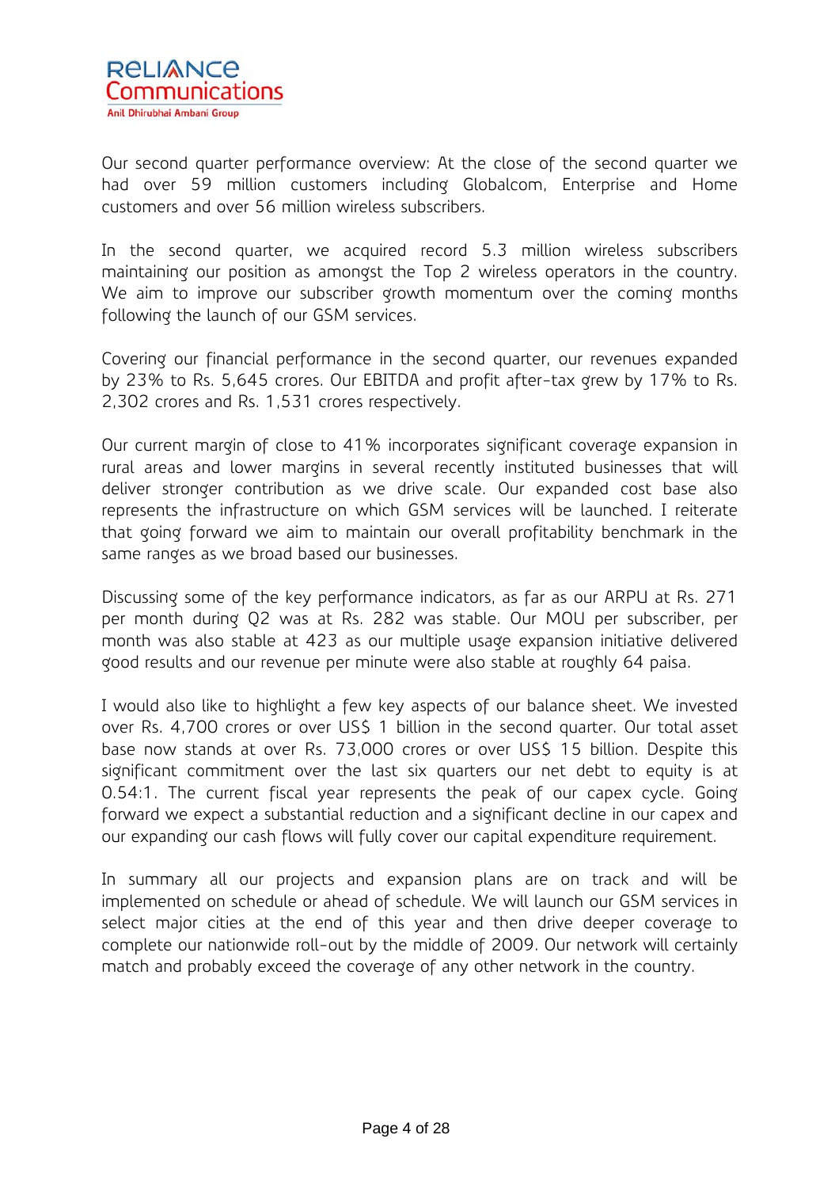Our second quarter performance overview: At the close of the second quarter we had over 59 million customers including Globalcom, Enterprise and Home customers and over 56 million wireless subscribers.

In the second quarter, we acquired record 5.3 million wireless subscribers maintaining our position as amongst the Top 2 wireless operators in the country. We aim to improve our subscriber growth momentum over the coming months following the launch of our GSM services.

Covering our financial performance in the second quarter, our revenues expanded by 23% to Rs. 5,645 crores. Our EBITDA and profit after-tax grew by 17% to Rs. 2,302 crores and Rs. 1,531 crores respectively.

Our current margin of close to 41% incorporates significant coverage expansion in rural areas and lower margins in several recently instituted businesses that will deliver stronger contribution as we drive scale. Our expanded cost base also represents the infrastructure on which GSM services will be launched. I reiterate that going forward we aim to maintain our overall profitability benchmark in the same ranges as we broad based our businesses.

Discussing some of the key performance indicators, as far as our ARPU at Rs. 271 per month during Q2 was at Rs. 282 was stable. Our MOU per subscriber, per month was also stable at 423 as our multiple usage expansion initiative delivered good results and our revenue per minute were also stable at roughly 64 paisa.

I would also like to highlight a few key aspects of our balance sheet. We invested over Rs. 4,700 crores or over US$ 1 billion in the second quarter. Our total asset base now stands at over Rs. 73,000 crores or over US$ 15 billion. Despite this significant commitment over the last six quarters our net debt to equity is at 0.54:1. The current fiscal year represents the peak of our capex cycle. Going forward we expect a substantial reduction and a significant decline in our capex and our expanding our cash flows will fully cover our capital expenditure requirement.

In summary all our projects and expansion plans are on track and will be implemented on schedule or ahead of schedule. We will launch our GSM services in select major cities at the end of this year and then drive deeper coverage to complete our nationwide roll-out by the middle of 2009. Our network will certainly match and probably exceed the coverage of any other network in the country.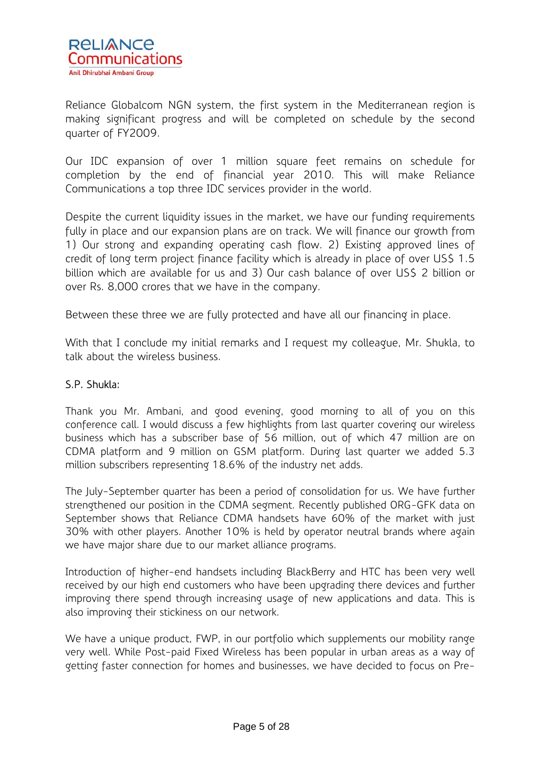Reliance Globalcom NGN system, the first system in the Mediterranean region is making significant progress and will be completed on schedule by the second quarter of FY2009.

Our IDC expansion of over 1 million square feet remains on schedule for completion by the end of financial year 2010. This will make Reliance Communications a top three IDC services provider in the world.

Despite the current liquidity issues in the market, we have our funding requirements fully in place and our expansion plans are on track. We will finance our growth from 1) Our strong and expanding operating cash flow. 2) Existing approved lines of credit of long term project finance facility which is already in place of over US$ 1.5 billion which are available for us and 3) Our cash balance of over US$ 2 billion or over Rs. 8,000 crores that we have in the company.

Between these three we are fully protected and have all our financing in place.

With that I conclude my initial remarks and I request my colleague, Mr. Shukla, to talk about the wireless business.

S.P. Shukla:

Thank you Mr. Ambani, and good evening, good morning to all of you on this conference call. I would discuss a few highlights from last quarter covering our wireless business which has a subscriber base of 56 million, out of which 47 million are on CDMA platform and 9 million on GSM platform. During last quarter we added 5.3 million subscribers representing 18.6% of the industry net adds.

The July-September quarter has been a period of consolidation for us. We have further strengthened our position in the CDMA segment. Recently published ORG-GFK data on September shows that Reliance CDMA handsets have 60% of the market with just 30% with other players. Another 10% is held by operator neutral brands where again we have major share due to our market alliance programs.

Introduction of higher-end handsets including BlackBerry and HTC has been very well received by our high end customers who have been upgrading there devices and further improving there spend through increasing usage of new applications and data. This is also improving their stickiness on our network.

We have a unique product, FWP, in our portfolio which supplements our mobility range very well. While Post-paid Fixed Wireless has been popular in urban areas as a way of getting faster connection for homes and businesses, we have decided to focus on Pre-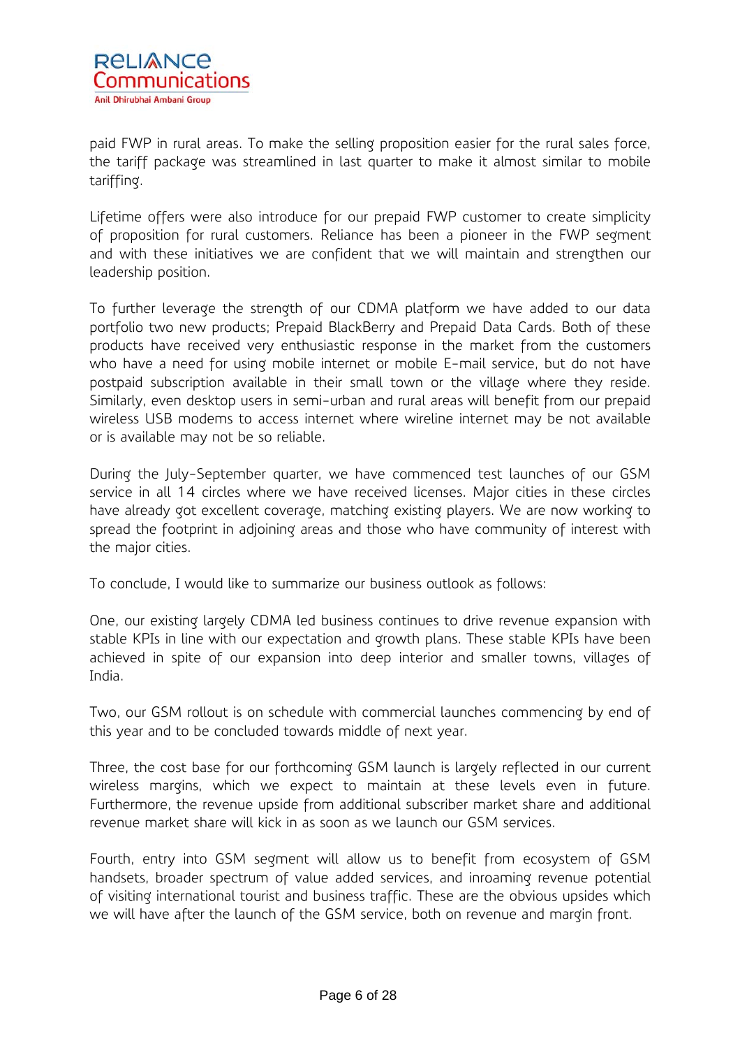paid FWP in rural areas. To make the selling proposition easier for the rural sales force, the tariff package was streamlined in last quarter to make it almost similar to mobile tariffing.

Lifetime offers were also introduce for our prepaid FWP customer to create simplicity of proposition for rural customers. Reliance has been a pioneer in the FWP segment and with these initiatives we are confident that we will maintain and strengthen our leadership position.

To further leverage the strength of our CDMA platform we have added to our data portfolio two new products; Prepaid BlackBerry and Prepaid Data Cards. Both of these products have received very enthusiastic response in the market from the customers who have a need for using mobile internet or mobile E-mail service, but do not have postpaid subscription available in their small town or the village where they reside. Similarly, even desktop users in semi-urban and rural areas will benefit from our prepaid wireless USB modems to access internet where wireline internet may be not available or is available may not be so reliable.

During the July-September quarter, we have commenced test launches of our GSM service in all 14 circles where we have received licenses. Major cities in these circles have already got excellent coverage, matching existing players. We are now working to spread the footprint in adjoining areas and those who have community of interest with the major cities.

To conclude, I would like to summarize our business outlook as follows:

One, our existing largely CDMA led business continues to drive revenue expansion with stable KPIs in line with our expectation and growth plans. These stable KPIs have been achieved in spite of our expansion into deep interior and smaller towns, villages of India.

Two, our GSM rollout is on schedule with commercial launches commencing by end of this year and to be concluded towards middle of next year.

Three, the cost base for our forthcoming GSM launch is largely reflected in our current wireless margins, which we expect to maintain at these levels even in future. Furthermore, the revenue upside from additional subscriber market share and additional revenue market share will kick in as soon as we launch our GSM services.

Fourth, entry into GSM segment will allow us to benefit from ecosystem of GSM handsets, broader spectrum of value added services, and inroaming revenue potential of visiting international tourist and business traffic. These are the obvious upsides which we will have after the launch of the GSM service, both on revenue and margin front.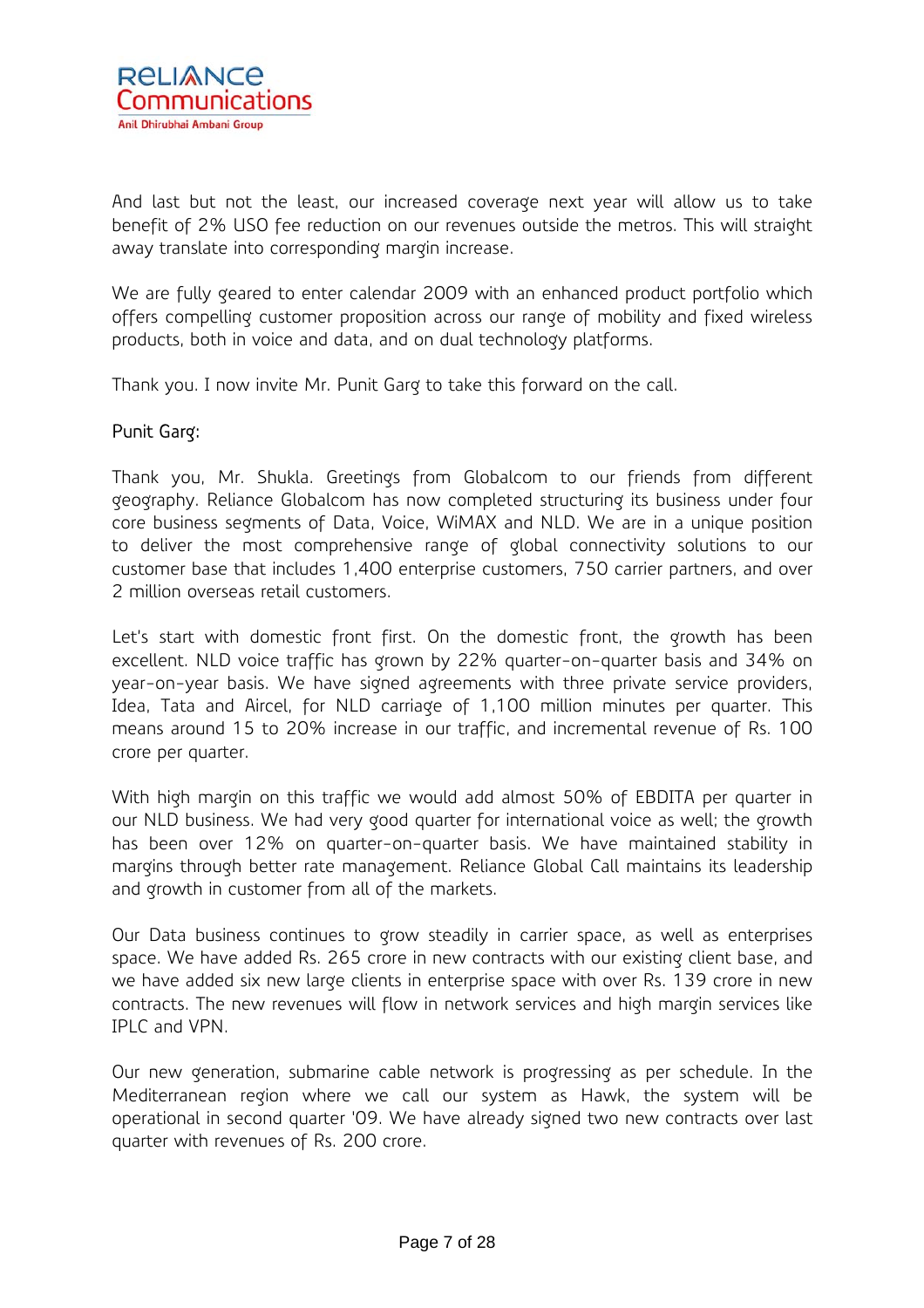And last but not the least, our increased coverage next year will allow us to take benefit of 2% USO fee reduction on our revenues outside the metros. This will straight away translate into corresponding margin increase.

We are fully geared to enter calendar 2009 with an enhanced product portfolio which offers compelling customer proposition across our range of mobility and fixed wireless products, both in voice and data, and on dual technology platforms.

Thank you. I now invite Mr. Punit Garg to take this forward on the call.

Punit Garg:

Thank you, Mr. Shukla. Greetings from Globalcom to our friends from different geography. Reliance Globalcom has now completed structuring its business under four core business segments of Data, Voice, WiMAX and NLD. We are in a unique position to deliver the most comprehensive range of global connectivity solutions to our customer base that includes 1,400 enterprise customers, 750 carrier partners, and over 2 million overseas retail customers.

Let's start with domestic front first. On the domestic front, the growth has been excellent. NLD voice traffic has grown by 22% quarter-on-quarter basis and 34% on year-on-year basis. We have signed agreements with three private service providers, Idea, Tata and Aircel, for NLD carriage of 1,100 million minutes per quarter. This means around 15 to 20% increase in our traffic, and incremental revenue of Rs. 100 crore per quarter.

With high margin on this traffic we would add almost 50% of EBDITA per quarter in our NLD business. We had very good quarter for international voice as well; the growth has been over 12% on quarter-on-quarter basis. We have maintained stability in margins through better rate management. Reliance Global Call maintains its leadership and growth in customer from all of the markets.

Our Data business continues to grow steadily in carrier space, as well as enterprises space. We have added Rs. 265 crore in new contracts with our existing client base, and we have added six new large clients in enterprise space with over Rs. 139 crore in new contracts. The new revenues will flow in network services and high margin services like IPLC and VPN.

Our new generation, submarine cable network is progressing as per schedule. In the Mediterranean region where we call our system as Hawk, the system will be operational in second quarter '09. We have already signed two new contracts over last quarter with revenues of Rs. 200 crore.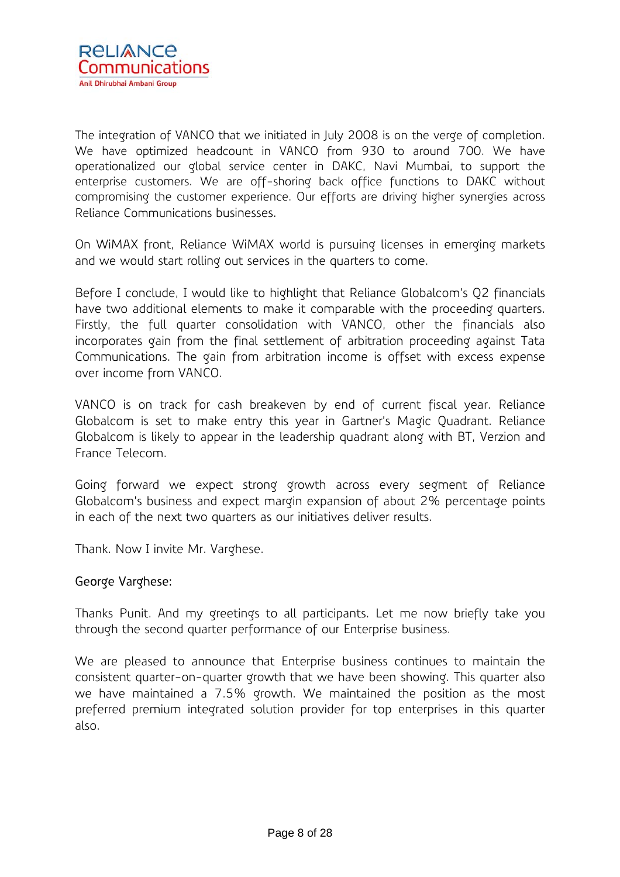The integration of VANCO that we initiated in July 2008 is on the verge of completion. We have optimized headcount in VANCO from 930 to around 700. We have operationalized our global service center in DAKC, Navi Mumbai, to support the enterprise customers. We are off-shoring back office functions to DAKC without compromising the customer experience. Our efforts are driving higher synergies across Reliance Communications businesses.

On WiMAX front, Reliance WiMAX world is pursuing licenses in emerging markets and we would start rolling out services in the quarters to come.

Before I conclude, I would like to highlight that Reliance Globalcom's Q2 financials have two additional elements to make it comparable with the proceeding quarters. Firstly, the full quarter consolidation with VANCO, other the financials also incorporates gain from the final settlement of arbitration proceeding against Tata Communications. The gain from arbitration income is offset with excess expense over income from VANCO.

VANCO is on track for cash breakeven by end of current fiscal year. Reliance Globalcom is set to make entry this year in Gartner's Magic Quadrant. Reliance Globalcom is likely to appear in the leadership quadrant along with BT, Verzion and France Telecom.

Going forward we expect strong growth across every segment of Reliance Globalcom's business and expect margin expansion of about 2% percentage points in each of the next two quarters as our initiatives deliver results.

Thank. Now I invite Mr. Varghese.

George Varghese:

Thanks Punit. And my greetings to all participants. Let me now briefly take you through the second quarter performance of our Enterprise business.

We are pleased to announce that Enterprise business continues to maintain the consistent quarter-on-quarter growth that we have been showing. This quarter also we have maintained a 7.5% growth. We maintained the position as the most preferred premium integrated solution provider for top enterprises in this quarter also.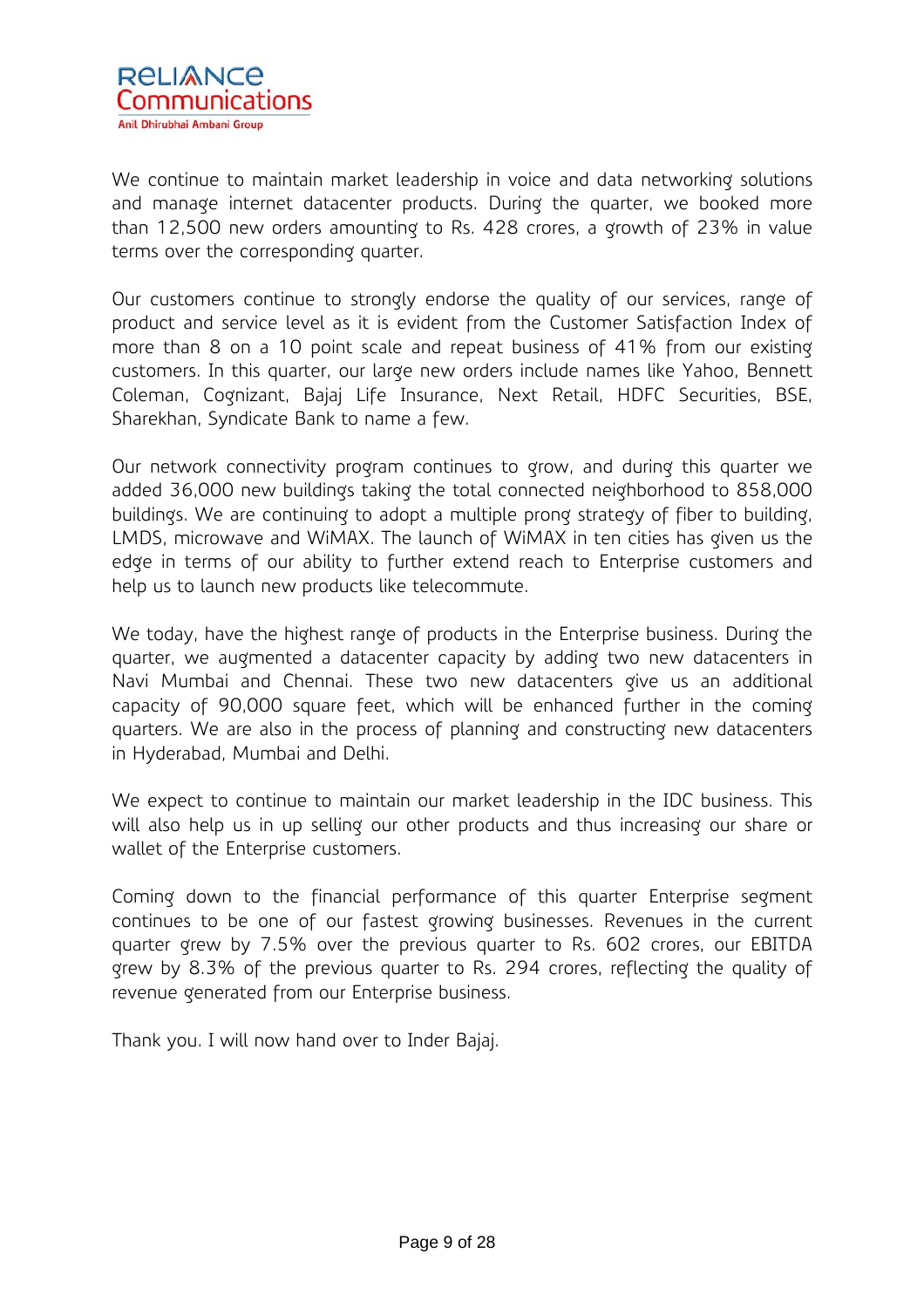We continue to maintain market leadership in voice and data networking solutions and manage internet datacenter products. During the quarter, we booked more than 12,500 new orders amounting to Rs. 428 crores, a growth of 23% in value terms over the corresponding quarter.

Our customers continue to strongly endorse the quality of our services, range of product and service level as it is evident from the Customer Satisfaction Index of more than 8 on a 10 point scale and repeat business of 41% from our existing customers. In this quarter, our large new orders include names like Yahoo, Bennett Coleman, Cognizant, Bajaj Life Insurance, Next Retail, HDFC Securities, BSE, Sharekhan, Syndicate Bank to name a few.

Our network connectivity program continues to grow, and during this quarter we added 36,000 new buildings taking the total connected neighborhood to 858,000 buildings. We are continuing to adopt a multiple prong strategy of fiber to building, LMDS, microwave and WiMAX. The launch of WiMAX in ten cities has given us the edge in terms of our ability to further extend reach to Enterprise customers and help us to launch new products like telecommute.

We today, have the highest range of products in the Enterprise business. During the quarter, we augmented a datacenter capacity by adding two new datacenters in Navi Mumbai and Chennai. These two new datacenters give us an additional capacity of 90,000 square feet, which will be enhanced further in the coming quarters. We are also in the process of planning and constructing new datacenters in Hyderabad, Mumbai and Delhi.

We expect to continue to maintain our market leadership in the IDC business. This will also help us in up selling our other products and thus increasing our share or wallet of the Enterprise customers.

Coming down to the financial performance of this quarter Enterprise segment continues to be one of our fastest growing businesses. Revenues in the current quarter grew by 7.5% over the previous quarter to Rs. 602 crores, our EBITDA grew by 8.3% of the previous quarter to Rs. 294 crores, reflecting the quality of revenue generated from our Enterprise business.

Thank you. I will now hand over to Inder Bajaj.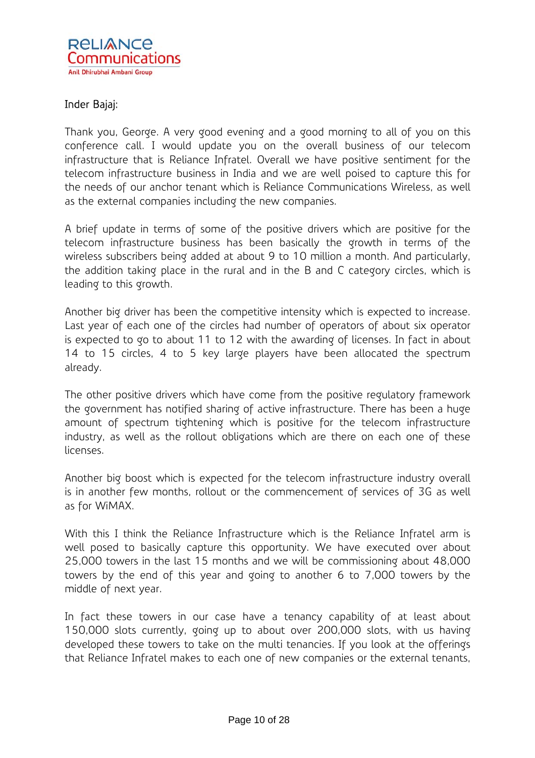Inder Bajaj:

Thank you, George. A very good evening and a good morning to all of you on this conference call. I would update you on the overall business of our telecom infrastructure that is Reliance Infratel. Overall we have positive sentiment for the telecom infrastructure business in India and we are well poised to capture this for the needs of our anchor tenant which is Reliance Communications Wireless, as well as the external companies including the new companies.

A brief update in terms of some of the positive drivers which are positive for the telecom infrastructure business has been basically the growth in terms of the wireless subscribers being added at about 9 to 10 million a month. And particularly, the addition taking place in the rural and in the B and C category circles, which is leading to this growth.

Another big driver has been the competitive intensity which is expected to increase. Last year of each one of the circles had number of operators of about six operator is expected to go to about 11 to 12 with the awarding of licenses. In fact in about 14 to 15 circles, 4 to 5 key large players have been allocated the spectrum already.

The other positive drivers which have come from the positive regulatory framework the government has notified sharing of active infrastructure. There has been a huge amount of spectrum tightening which is positive for the telecom infrastructure industry, as well as the rollout obligations which are there on each one of these licenses.

Another big boost which is expected for the telecom infrastructure industry overall is in another few months, rollout or the commencement of services of 3G as well as for WiMAX.

With this I think the Reliance Infrastructure which is the Reliance Infratel arm is well posed to basically capture this opportunity. We have executed over about 25,000 towers in the last 15 months and we will be commissioning about 48,000 towers by the end of this year and going to another 6 to 7,000 towers by the middle of next year.

In fact these towers in our case have a tenancy capability of at least about 150,000 slots currently, going up to about over 200,000 slots, with us having developed these towers to take on the multi tenancies. If you look at the offerings that Reliance Infratel makes to each one of new companies or the external tenants,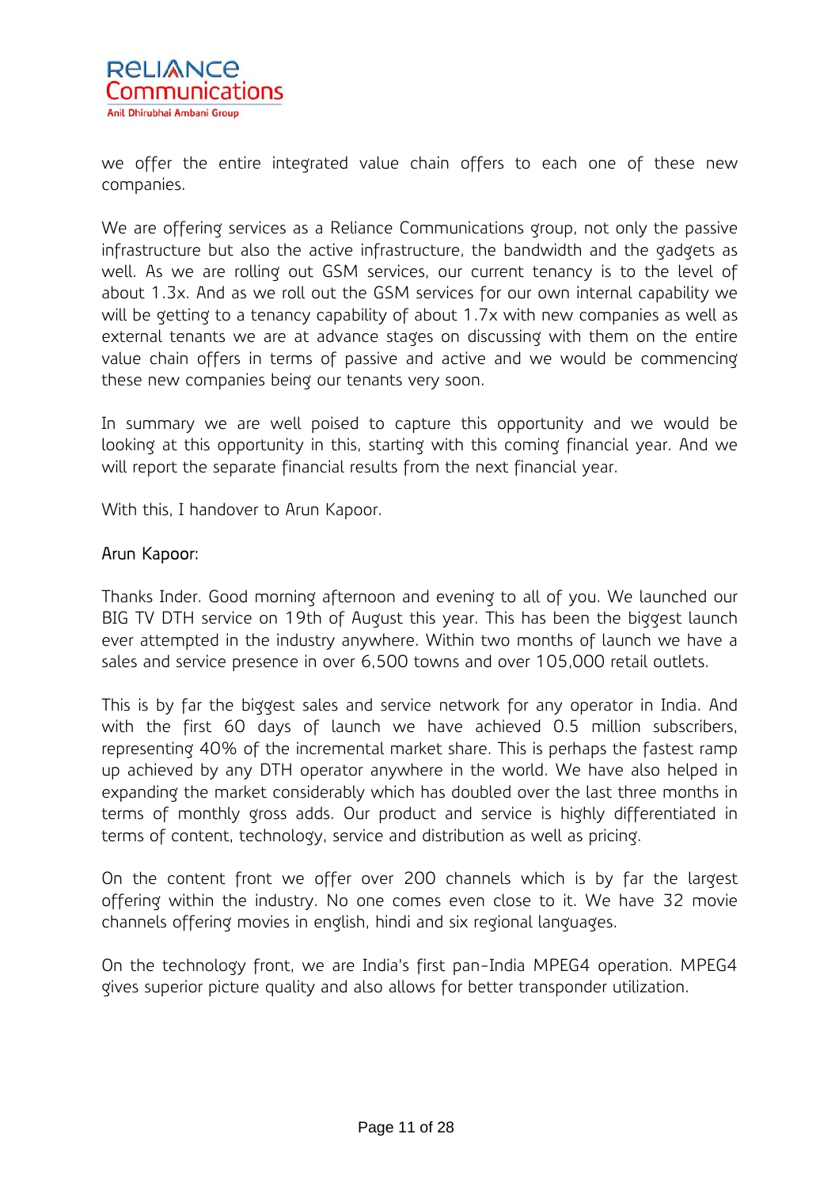we offer the entire integrated value chain offers to each one of these new companies.

We are offering services as a Reliance Communications group, not only the passive infrastructure but also the active infrastructure, the bandwidth and the gadgets as well. As we are rolling out GSM services, our current tenancy is to the level of about 1.3x. And as we roll out the GSM services for our own internal capability we will be getting to a tenancy capability of about 1.7x with new companies as well as external tenants we are at advance stages on discussing with them on the entire value chain offers in terms of passive and active and we would be commencing these new companies being our tenants very soon.

In summary we are well poised to capture this opportunity and we would be looking at this opportunity in this, starting with this coming financial year. And we will report the separate financial results from the next financial year.

With this, I handover to Arun Kapoor.

Arun Kapoor:

Thanks Inder. Good morning afternoon and evening to all of you. We launched our BIG TV DTH service on 19th of August this year. This has been the biggest launch ever attempted in the industry anywhere. Within two months of launch we have a sales and service presence in over 6,500 towns and over 105,000 retail outlets.

This is by far the biggest sales and service network for any operator in India. And with the first 60 days of launch we have achieved 0.5 million subscribers, representing 40% of the incremental market share. This is perhaps the fastest ramp up achieved by any DTH operator anywhere in the world. We have also helped in expanding the market considerably which has doubled over the last three months in terms of monthly gross adds. Our product and service is highly differentiated in terms of content, technology, service and distribution as well as pricing.

On the content front we offer over 200 channels which is by far the largest offering within the industry. No one comes even close to it. We have 32 movie channels offering movies in english, hindi and six regional languages.

On the technology front, we are India's first pan-India MPEG4 operation. MPEG4 gives superior picture quality and also allows for better transponder utilization.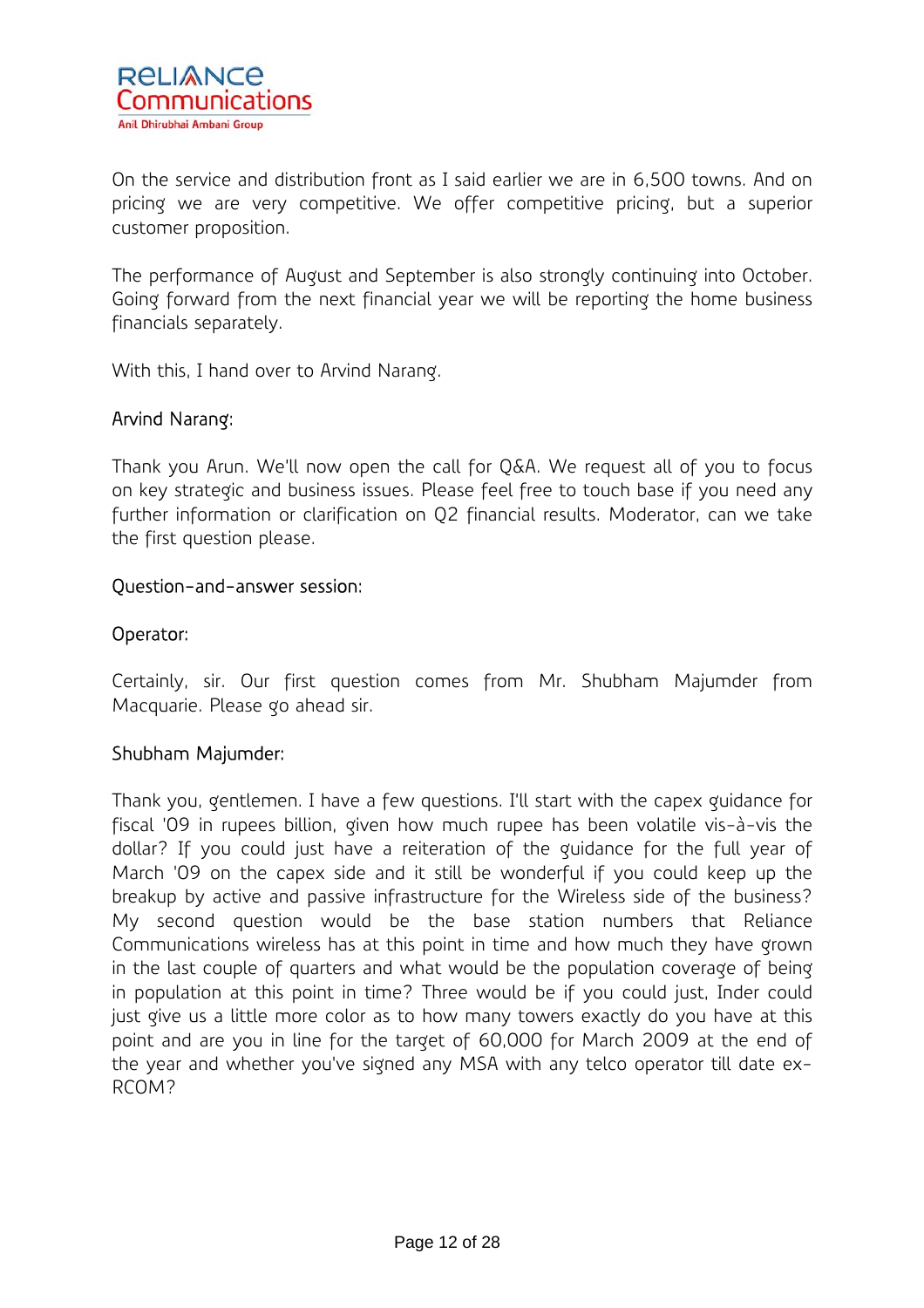On the service and distribution front as I said earlier we are in 6,500 towns. And on pricing we are very competitive. We offer competitive pricing, but a superior customer proposition.

The performance of August and September is also strongly continuing into October. Going forward from the next financial year we will be reporting the home business financials separately.

With this, I hand over to Arvind Narang.

Arvind Narang:

Thank you Arun. We'll now open the call for Q&A. We request all of you to focus on key strategic and business issues. Please feel free to touch base if you need any further information or clarification on Q2 financial results. Moderator, can we take the first question please.

Question-and-answer session:

Operator:

Certainly, sir. Our first question comes from Mr. Shubham Majumder from Macquarie. Please go ahead sir.

Shubham Majumder:

Thank you, gentlemen. I have a few questions. I'll start with the capex guidance for fiscal '09 in rupees billion, given how much rupee has been volatile vis-à-vis the dollar? If you could just have a reiteration of the guidance for the full year of March '09 on the capex side and it still be wonderful if you could keep up the breakup by active and passive infrastructure for the Wireless side of the business? My second question would be the base station numbers that Reliance Communications wireless has at this point in time and how much they have grown in the last couple of quarters and what would be the population coverage of being in population at this point in time? Three would be if you could just, Inder could just give us a little more color as to how many towers exactly do you have at this point and are you in line for the target of 60,000 for March 2009 at the end of the year and whether you've signed any MSA with any telco operator till date ex-RCOM?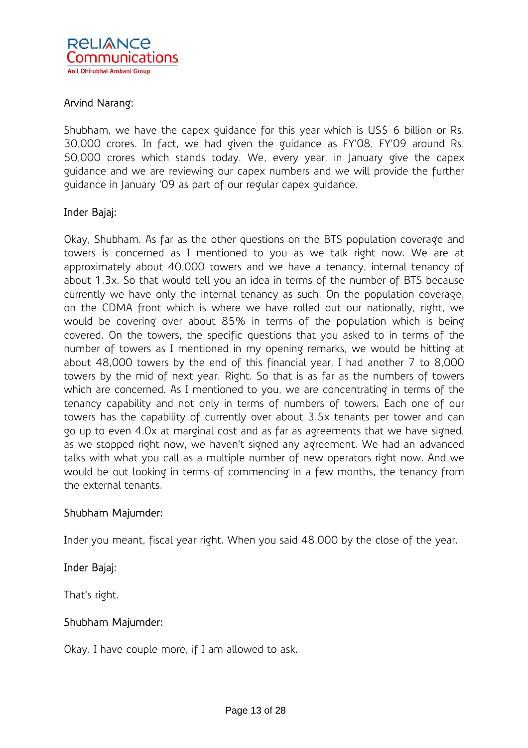Arvind Narang:

Shubham, we have the capex guidance for this year which is US$ 6 billion or Rs. 30,000 crores. In fact, we had given the guidance as FY'08, FY'09 around Rs. 50,000 crores which stands today. We, every year, in January give the capex guidance and we are reviewing our capex numbers and we will provide the further guidance in January '09 as part of our regular capex guidance.

Inder Bajaj:

Okay, Shubham. As far as the other questions on the BTS population coverage and towers is concerned as I mentioned to you as we talk right now. We are at approximately about 40,000 towers and we have a tenancy, internal tenancy of about 1.3x. So that would tell you an idea in terms of the number of BTS because currently we have only the internal tenancy as such. On the population coverage, on the CDMA front which is where we have rolled out our nationally, right, we would be covering over about 85% in terms of the population which is being covered. On the towers, the specific questions that you asked to in terms of the number of towers as I mentioned in my opening remarks, we would be hitting at about 48,000 towers by the end of this financial year. I had another 7 to 8,000 towers by the mid of next year. Right. So that is as far as the numbers of towers which are concerned. As I mentioned to you, we are concentrating in terms of the tenancy capability and not only in terms of numbers of towers. Each one of our towers has the capability of currently over about 3.5x tenants per tower and can go up to even 4.0x at marginal cost and as far as agreements that we have signed, as we stopped right now, we haven't signed any agreement. We had an advanced talks with what you call as a multiple number of new operators right now. And we would be out looking in terms of commencing in a few months, the tenancy from the external tenants.

Shubham Majumder:

Inder you meant, fiscal year right. When you said 48,000 by the close of the year.

Inder Bajaj:

That's right.

Shubham Majumder:

Okay. I have couple more, if I am allowed to ask.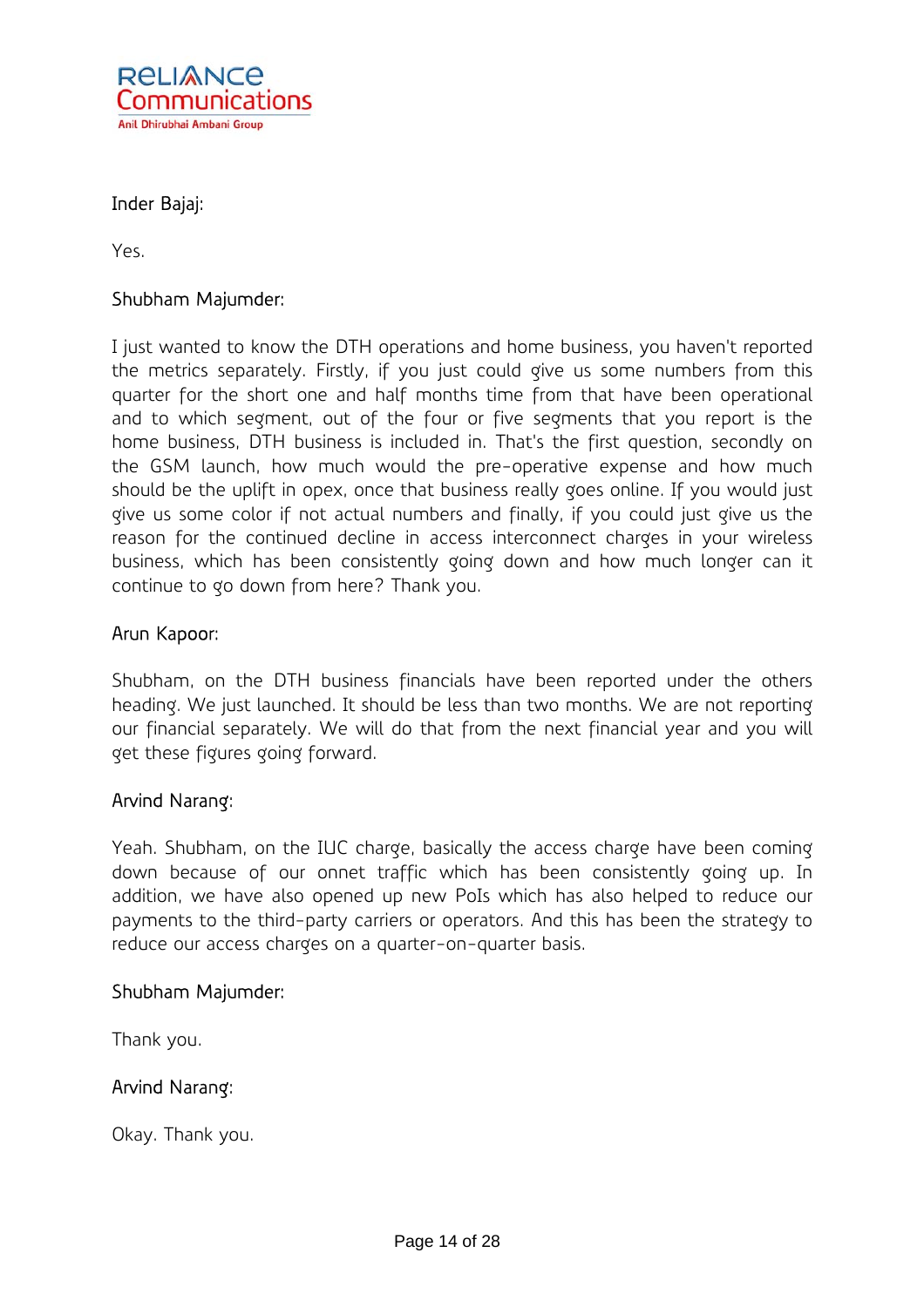Inder Bajaj:

Yes.

Shubham Majumder:

I just wanted to know the DTH operations and home business, you haven't reported the metrics separately. Firstly, if you just could give us some numbers from this quarter for the short one and half months time from that have been operational and to which segment, out of the four or five segments that you report is the home business, DTH business is included in. That's the first question, secondly on the GSM launch, how much would the pre-operative expense and how much should be the uplift in opex, once that business really goes online. If you would just give us some color if not actual numbers and finally, if you could just give us the reason for the continued decline in access interconnect charges in your wireless business, which has been consistently going down and how much longer can it continue to go down from here? Thank you.

Arun Kapoor:

Shubham, on the DTH business financials have been reported under the others heading. We just launched. It should be less than two months. We are not reporting our financial separately. We will do that from the next financial year and you will get these figures going forward.

Arvind Narang:

Yeah. Shubham, on the IUC charge, basically the access charge have been coming down because of our onnet traffic which has been consistently going up. In addition, we have also opened up new PoIs which has also helped to reduce our payments to the third-party carriers or operators. And this has been the strategy to reduce our access charges on a quarter-on-quarter basis.

Shubham Majumder:

Thank you.

Arvind Narang:

Okay. Thank you.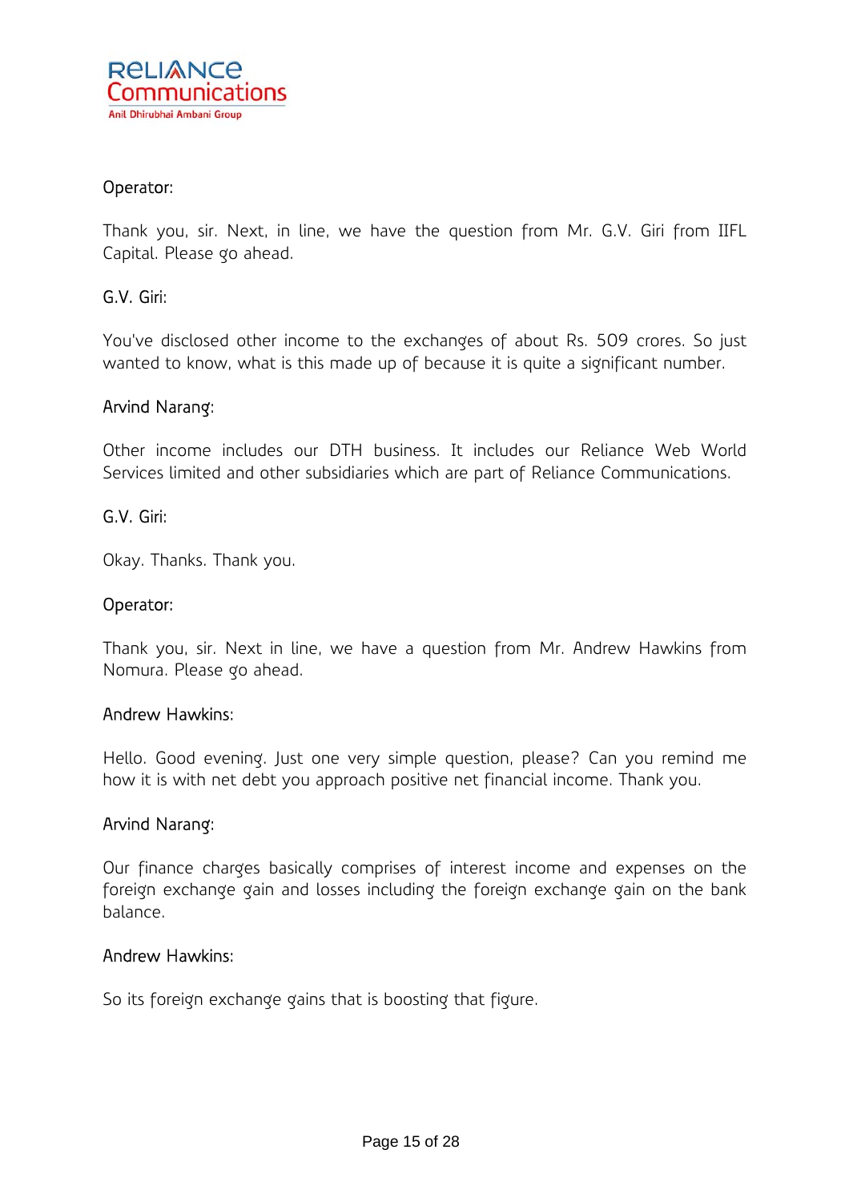Operator:

Thank you, sir. Next, in line, we have the question from Mr. G.V. Giri from IIFL Capital. Please go ahead.

G.V. Giri:

You've disclosed other income to the exchanges of about Rs. 509 crores. So just wanted to know, what is this made up of because it is quite a significant number.

Arvind Narang:

Other income includes our DTH business. It includes our Reliance Web World Services limited and other subsidiaries which are part of Reliance Communications.

G.V. Giri:

Okay. Thanks. Thank you.

Operator:

Thank you, sir. Next in line, we have a question from Mr. Andrew Hawkins from Nomura. Please go ahead.

Andrew Hawkins:

Hello. Good evening. Just one very simple question, please? Can you remind me how it is with net debt you approach positive net financial income. Thank you.

Arvind Narang:

Our finance charges basically comprises of interest income and expenses on the foreign exchange gain and losses including the foreign exchange gain on the bank balance.

Andrew Hawkins:

So its foreign exchange gains that is boosting that figure.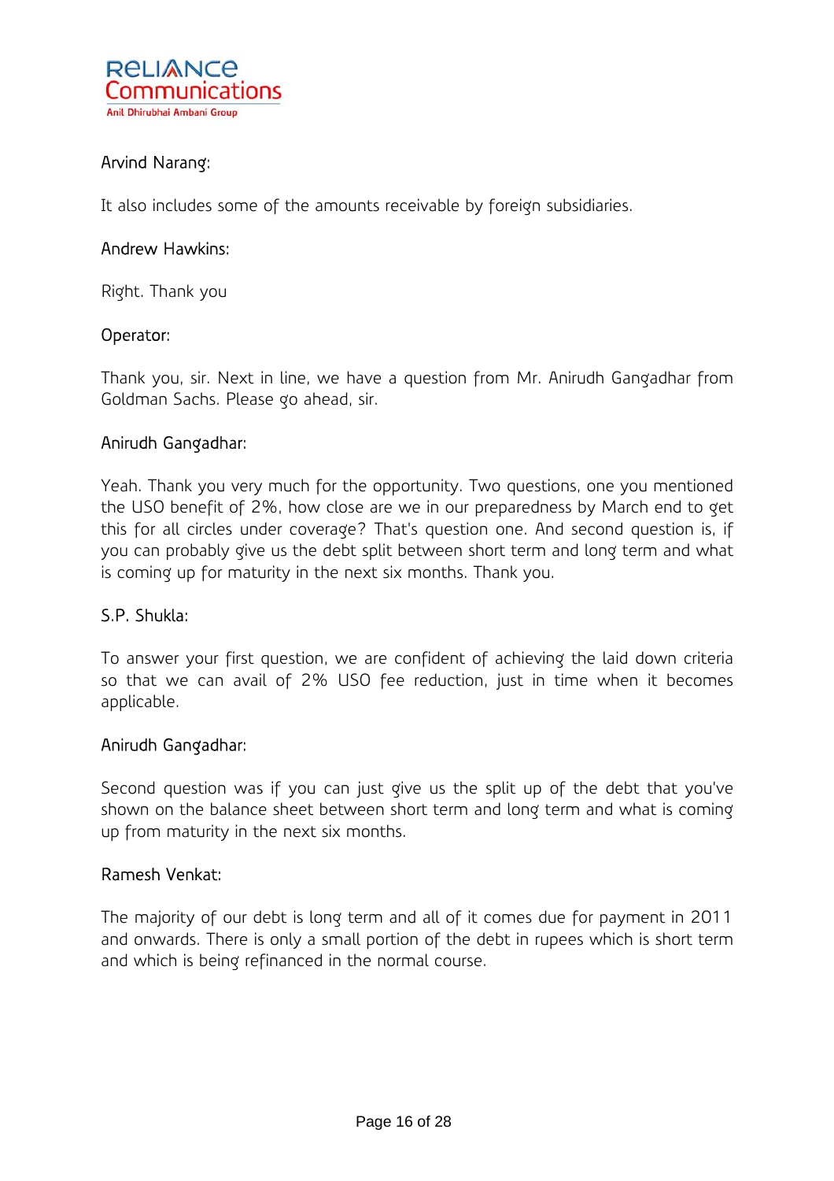Arvind Narang:

It also includes some of the amounts receivable by foreign subsidiaries.

Andrew Hawkins:

Right. Thank you

Operator:

Thank you, sir. Next in line, we have a question from Mr. Anirudh Gangadhar from Goldman Sachs. Please go ahead, sir.

Anirudh Gangadhar:

Yeah. Thank you very much for the opportunity. Two questions, one you mentioned the USO benefit of 2%, how close are we in our preparedness by March end to get this for all circles under coverage? That's question one. And second question is, if you can probably give us the debt split between short term and long term and what is coming up for maturity in the next six months. Thank you.

S.P. Shukla:

To answer your first question, we are confident of achieving the laid down criteria so that we can avail of 2% USO fee reduction, just in time when it becomes applicable.

Anirudh Gangadhar:

Second question was if you can just give us the split up of the debt that you've shown on the balance sheet between short term and long term and what is coming up from maturity in the next six months.

Ramesh Venkat:

The majority of our debt is long term and all of it comes due for payment in 2011 and onwards. There is only a small portion of the debt in rupees which is short term and which is being refinanced in the normal course.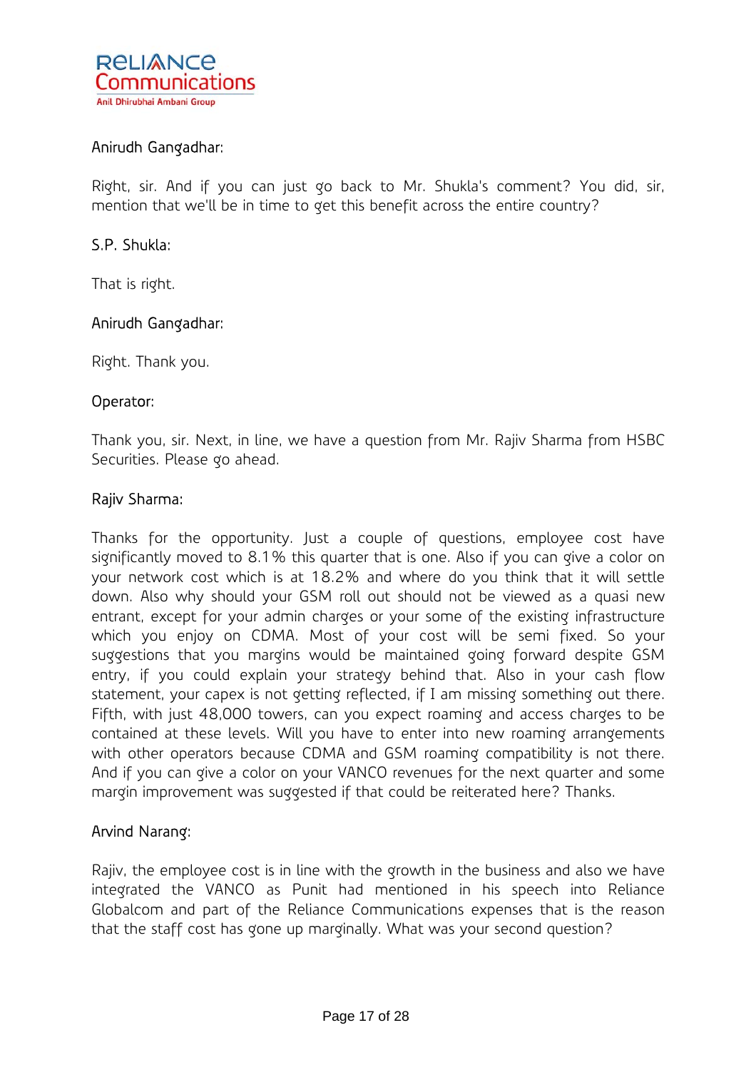Anirudh Gangadhar:

Right, sir. And if you can just go back to Mr. Shukla's comment? You did, sir, mention that we'll be in time to get this benefit across the entire country?

S.P. Shukla:

That is right.

Anirudh Gangadhar:

Right. Thank you.

Operator:

Thank you, sir. Next, in line, we have a question from Mr. Rajiv Sharma from HSBC Securities. Please go ahead.

Rajiv Sharma:

Thanks for the opportunity. Just a couple of questions, employee cost have significantly moved to 8.1% this quarter that is one. Also if you can give a color on your network cost which is at 18.2% and where do you think that it will settle down. Also why should your GSM roll out should not be viewed as a quasi new entrant, except for your admin charges or your some of the existing infrastructure which you enjoy on CDMA. Most of your cost will be semi fixed. So your suggestions that you margins would be maintained going forward despite GSM entry, if you could explain your strategy behind that. Also in your cash flow statement, your capex is not getting reflected, if I am missing something out there. Fifth, with just 48,000 towers, can you expect roaming and access charges to be contained at these levels. Will you have to enter into new roaming arrangements with other operators because CDMA and GSM roaming compatibility is not there. And if you can give a color on your VANCO revenues for the next quarter and some margin improvement was suggested if that could be reiterated here? Thanks.

Arvind Narang:

Rajiv, the employee cost is in line with the growth in the business and also we have integrated the VANCO as Punit had mentioned in his speech into Reliance Globalcom and part of the Reliance Communications expenses that is the reason that the staff cost has gone up marginally. What was your second question?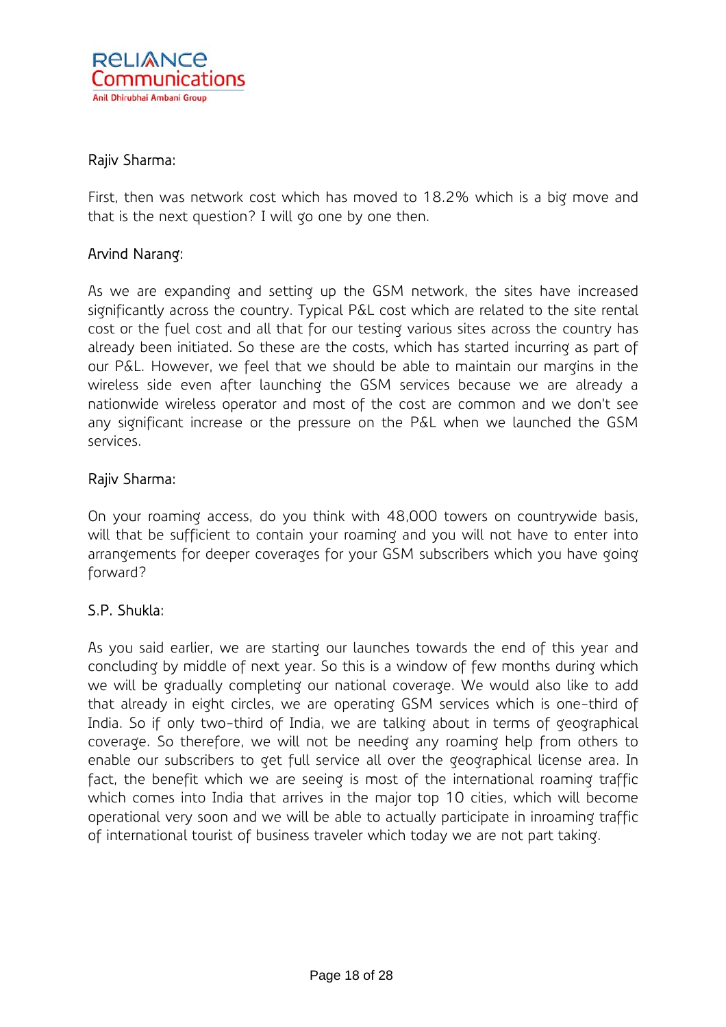Rajiv Sharma:

First, then was network cost which has moved to 18.2% which is a big move and that is the next question? I will go one by one then.

Arvind Narang:

As we are expanding and setting up the GSM network, the sites have increased significantly across the country. Typical P&L cost which are related to the site rental cost or the fuel cost and all that for our testing various sites across the country has already been initiated. So these are the costs, which has started incurring as part of our P&L. However, we feel that we should be able to maintain our margins in the wireless side even after launching the GSM services because we are already a nationwide wireless operator and most of the cost are common and we don't see any significant increase or the pressure on the P&L when we launched the GSM services.

Rajiv Sharma:

On your roaming access, do you think with 48,000 towers on countrywide basis, will that be sufficient to contain your roaming and you will not have to enter into arrangements for deeper coverages for your GSM subscribers which you have going forward?

S.P. Shukla:

As you said earlier, we are starting our launches towards the end of this year and concluding by middle of next year. So this is a window of few months during which we will be gradually completing our national coverage. We would also like to add that already in eight circles, we are operating GSM services which is one-third of India. So if only two-third of India, we are talking about in terms of geographical coverage. So therefore, we will not be needing any roaming help from others to enable our subscribers to get full service all over the geographical license area. In fact, the benefit which we are seeing is most of the international roaming traffic which comes into India that arrives in the major top 10 cities, which will become operational very soon and we will be able to actually participate in inroaming traffic of international tourist of business traveler which today we are not part taking.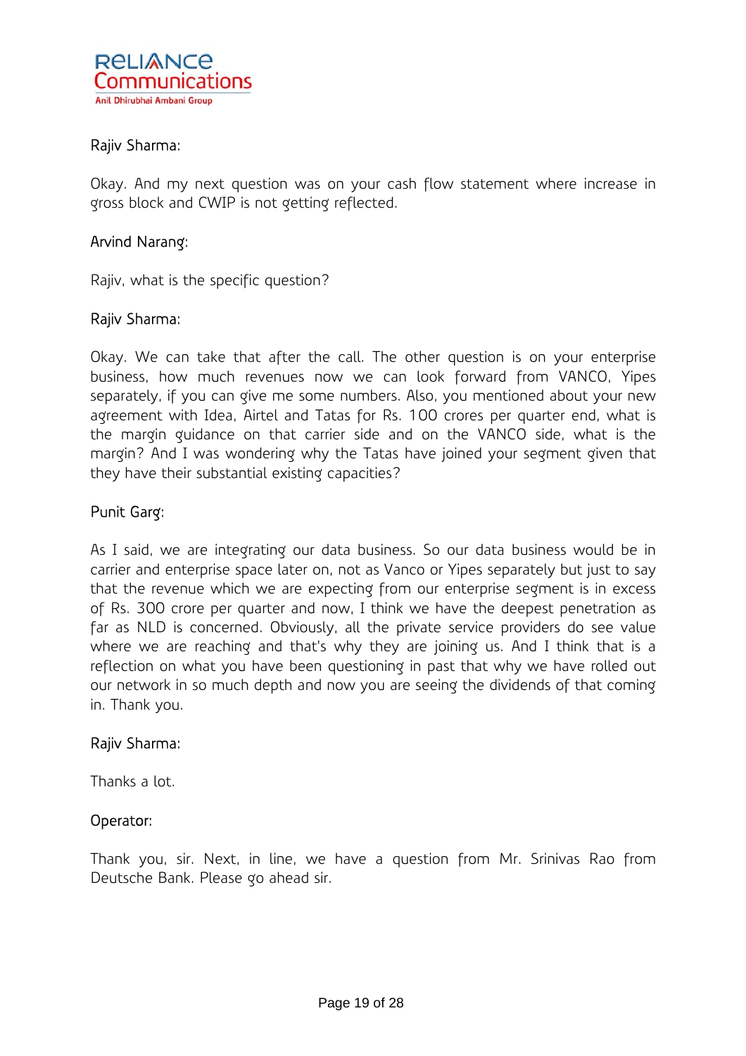Rajiv Sharma:

Okay. And my next question was on your cash flow statement where increase in gross block and CWIP is not getting reflected.

Arvind Narang:

Rajiv, what is the specific question?

Rajiv Sharma:

Okay. We can take that after the call. The other question is on your enterprise business, how much revenues now we can look forward from VANCO, Yipes separately, if you can give me some numbers. Also, you mentioned about your new agreement with Idea, Airtel and Tatas for Rs. 100 crores per quarter end, what is the margin guidance on that carrier side and on the VANCO side, what is the margin? And I was wondering why the Tatas have joined your segment given that they have their substantial existing capacities?

Punit Garg:

As I said, we are integrating our data business. So our data business would be in carrier and enterprise space later on, not as Vanco or Yipes separately but just to say that the revenue which we are expecting from our enterprise segment is in excess of Rs. 300 crore per quarter and now, I think we have the deepest penetration as far as NLD is concerned. Obviously, all the private service providers do see value where we are reaching and that's why they are joining us. And I think that is a reflection on what you have been questioning in past that why we have rolled out our network in so much depth and now you are seeing the dividends of that coming in. Thank you.

Rajiv Sharma:

Thanks a lot.

Operator:

Thank you, sir. Next, in line, we have a question from Mr. Srinivas Rao from Deutsche Bank. Please go ahead sir.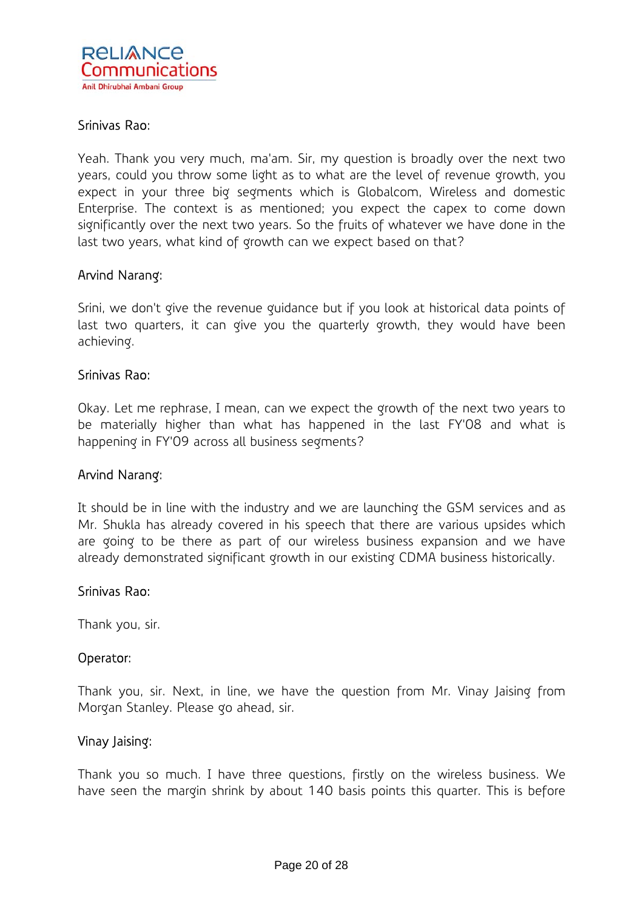Srinivas Rao:

Yeah. Thank you very much, ma'am. Sir, my question is broadly over the next two years, could you throw some light as to what are the level of revenue growth, you expect in your three big segments which is Globalcom, Wireless and domestic Enterprise. The context is as mentioned; you expect the capex to come down significantly over the next two years. So the fruits of whatever we have done in the last two years, what kind of growth can we expect based on that?

Arvind Narang:

Srini, we don't give the revenue guidance but if you look at historical data points of last two quarters, it can give you the quarterly growth, they would have been achieving.

Srinivas Rao:

Okay. Let me rephrase, I mean, can we expect the growth of the next two years to be materially higher than what has happened in the last FY'08 and what is happening in FY'09 across all business segments?

Arvind Narang:

It should be in line with the industry and we are launching the GSM services and as Mr. Shukla has already covered in his speech that there are various upsides which are going to be there as part of our wireless business expansion and we have already demonstrated significant growth in our existing CDMA business historically.

Srinivas Rao:

Thank you, sir.

Operator:

Thank you, sir. Next, in line, we have the question from Mr. Vinay Jaising from Morgan Stanley. Please go ahead, sir.

Vinay Jaising:

Thank you so much. I have three questions, firstly on the wireless business. We have seen the margin shrink by about 140 basis points this quarter. This is before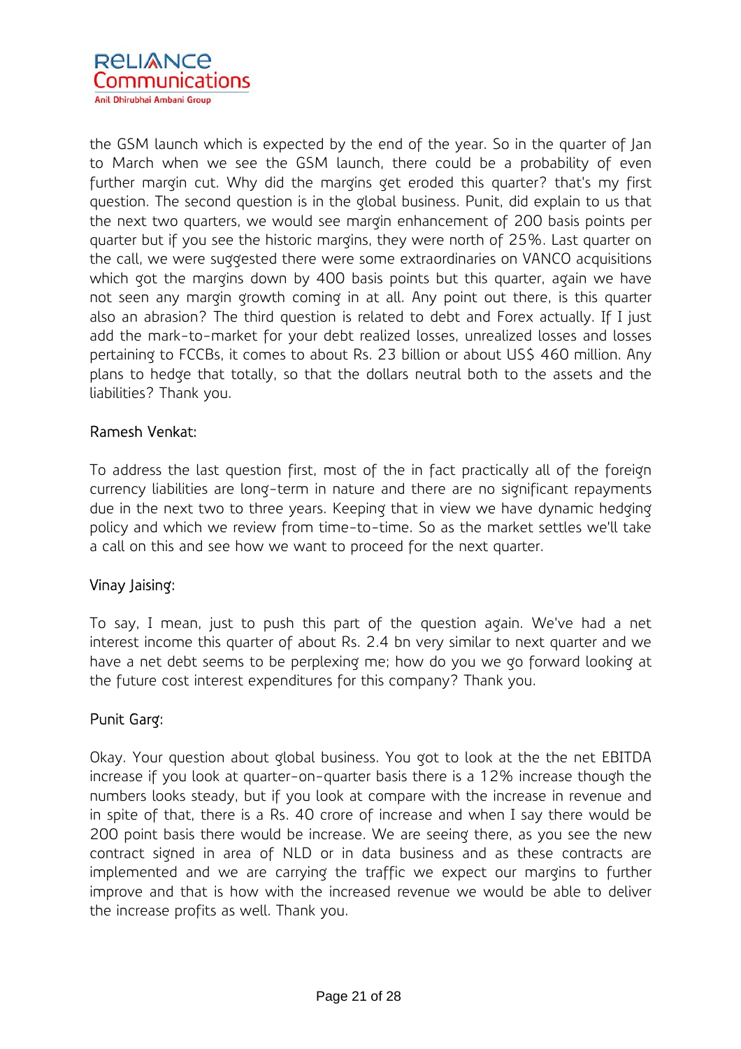the GSM launch which is expected by the end of the year. So in the quarter of Jan to March when we see the GSM launch, there could be a probability of even further margin cut. Why did the margins get eroded this quarter? that's my first question. The second question is in the global business. Punit, did explain to us that the next two quarters, we would see margin enhancement of 200 basis points per quarter but if you see the historic margins, they were north of 25%. Last quarter on the call, we were suggested there were some extraordinaries on VANCO acquisitions which got the margins down by 400 basis points but this quarter, again we have not seen any margin growth coming in at all. Any point out there, is this quarter also an abrasion? The third question is related to debt and Forex actually. If I just add the mark-to-market for your debt realized losses, unrealized losses and losses pertaining to FCCBs, it comes to about Rs. 23 billion or about US$ 460 million. Any plans to hedge that totally, so that the dollars neutral both to the assets and the liabilities? Thank you.

Ramesh Venkat:

To address the last question first, most of the in fact practically all of the foreign currency liabilities are long-term in nature and there are no significant repayments due in the next two to three years. Keeping that in view we have dynamic hedging policy and which we review from time-to-time. So as the market settles we'll take a call on this and see how we want to proceed for the next quarter.

Vinay Jaising:

To say, I mean, just to push this part of the question again. We've had a net interest income this quarter of about Rs. 2.4 bn very similar to next quarter and we have a net debt seems to be perplexing me; how do you we go forward looking at the future cost interest expenditures for this company? Thank you.

Punit Garg:

Okay. Your question about global business. You got to look at the the net EBITDA increase if you look at quarter-on-quarter basis there is a 12% increase though the numbers looks steady, but if you look at compare with the increase in revenue and in spite of that, there is a Rs. 40 crore of increase and when I say there would be 200 point basis there would be increase. We are seeing there, as you see the new contract signed in area of NLD or in data business and as these contracts are implemented and we are carrying the traffic we expect our margins to further improve and that is how with the increased revenue we would be able to deliver the increase profits as well. Thank you.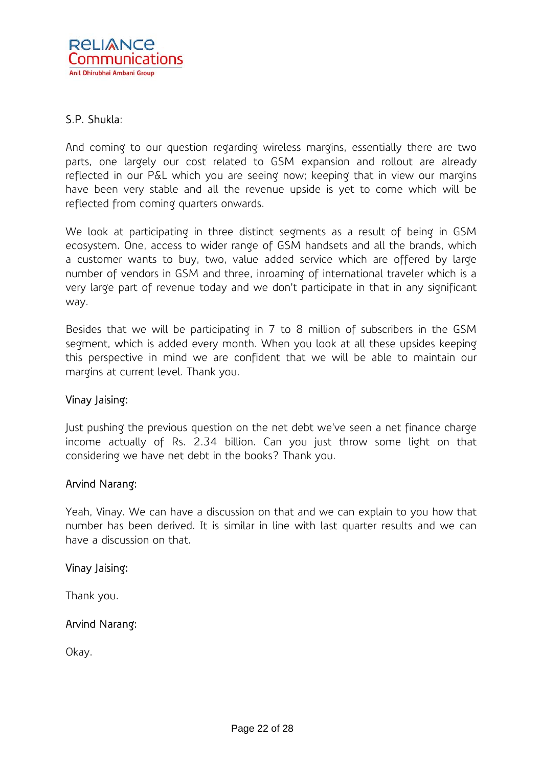S.P. Shukla:

And coming to our question regarding wireless margins, essentially there are two parts, one largely our cost related to GSM expansion and rollout are already reflected in our P&L which you are seeing now; keeping that in view our margins have been very stable and all the revenue upside is yet to come which will be reflected from coming quarters onwards.

We look at participating in three distinct segments as a result of being in GSM ecosystem. One, access to wider range of GSM handsets and all the brands, which a customer wants to buy, two, value added service which are offered by large number of vendors in GSM and three, inroaming of international traveler which is a very large part of revenue today and we don't participate in that in any significant way.

Besides that we will be participating in 7 to 8 million of subscribers in the GSM segment, which is added every month. When you look at all these upsides keeping this perspective in mind we are confident that we will be able to maintain our margins at current level. Thank you.

Vinay Jaising:

Just pushing the previous question on the net debt we've seen a net finance charge income actually of Rs. 2.34 billion. Can you just throw some light on that considering we have net debt in the books? Thank you.

Arvind Narang:

Yeah, Vinay. We can have a discussion on that and we can explain to you how that number has been derived. It is similar in line with last quarter results and we can have a discussion on that.

Vinay Jaising:

Thank you.

Arvind Narang:

Okay.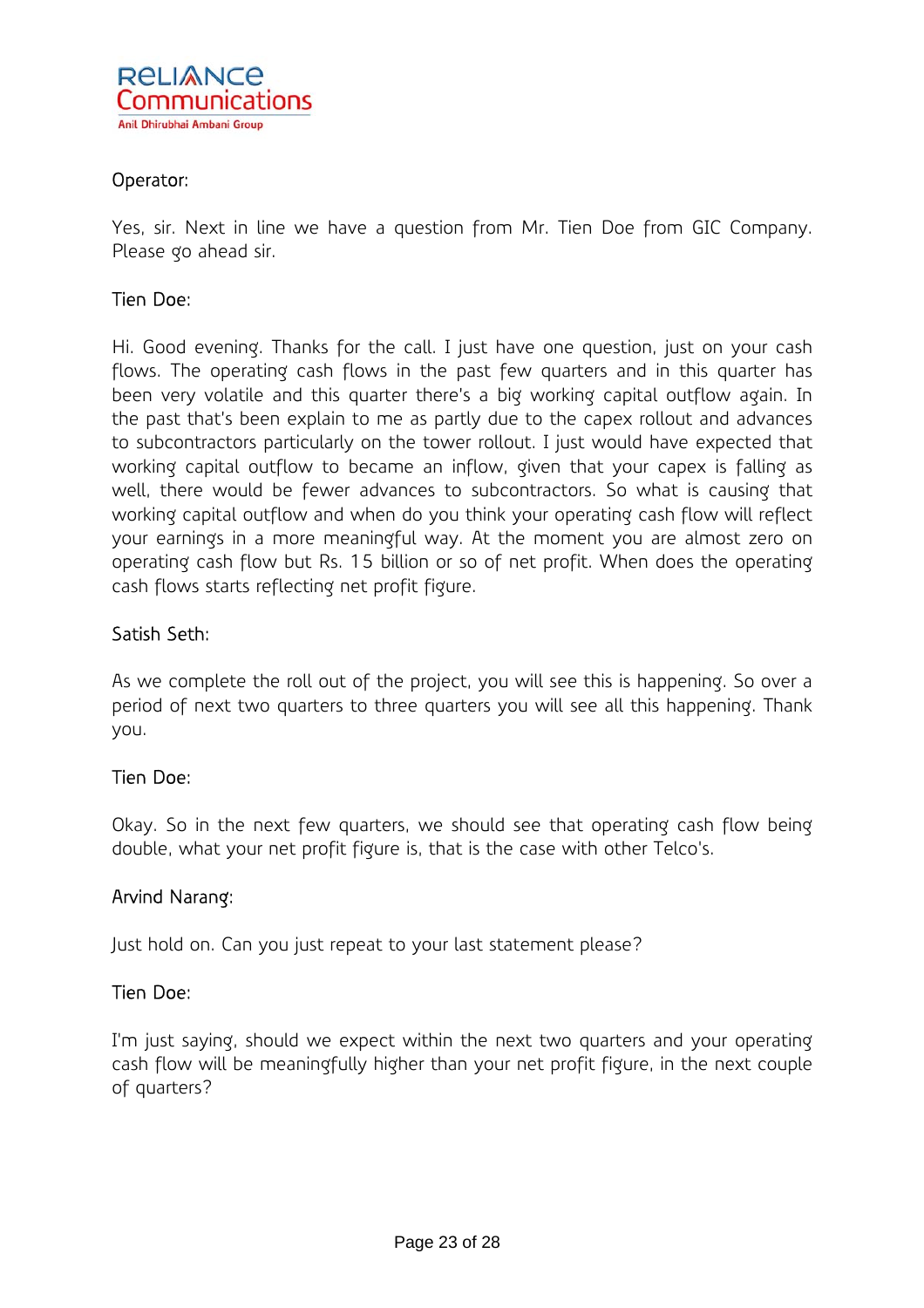Operator:

Yes, sir. Next in line we have a question from Mr. Tien Doe from GIC Company. Please go ahead sir.

Tien Doe:

Hi. Good evening. Thanks for the call. I just have one question, just on your cash flows. The operating cash flows in the past few quarters and in this quarter has been very volatile and this quarter there's a big working capital outflow again. In the past that's been explain to me as partly due to the capex rollout and advances to subcontractors particularly on the tower rollout. I just would have expected that working capital outflow to became an inflow, given that your capex is falling as well, there would be fewer advances to subcontractors. So what is causing that working capital outflow and when do you think your operating cash flow will reflect your earnings in a more meaningful way. At the moment you are almost zero on operating cash flow but Rs. 15 billion or so of net profit. When does the operating cash flows starts reflecting net profit figure.

Satish Seth:

As we complete the roll out of the project, you will see this is happening. So over a period of next two quarters to three quarters you will see all this happening. Thank you.

Tien Doe:

Okay. So in the next few quarters, we should see that operating cash flow being double, what your net profit figure is, that is the case with other Telco's.

Arvind Narang:

Just hold on. Can you just repeat to your last statement please?

Tien Doe:

I'm just saying, should we expect within the next two quarters and your operating cash flow will be meaningfully higher than your net profit figure, in the next couple of quarters?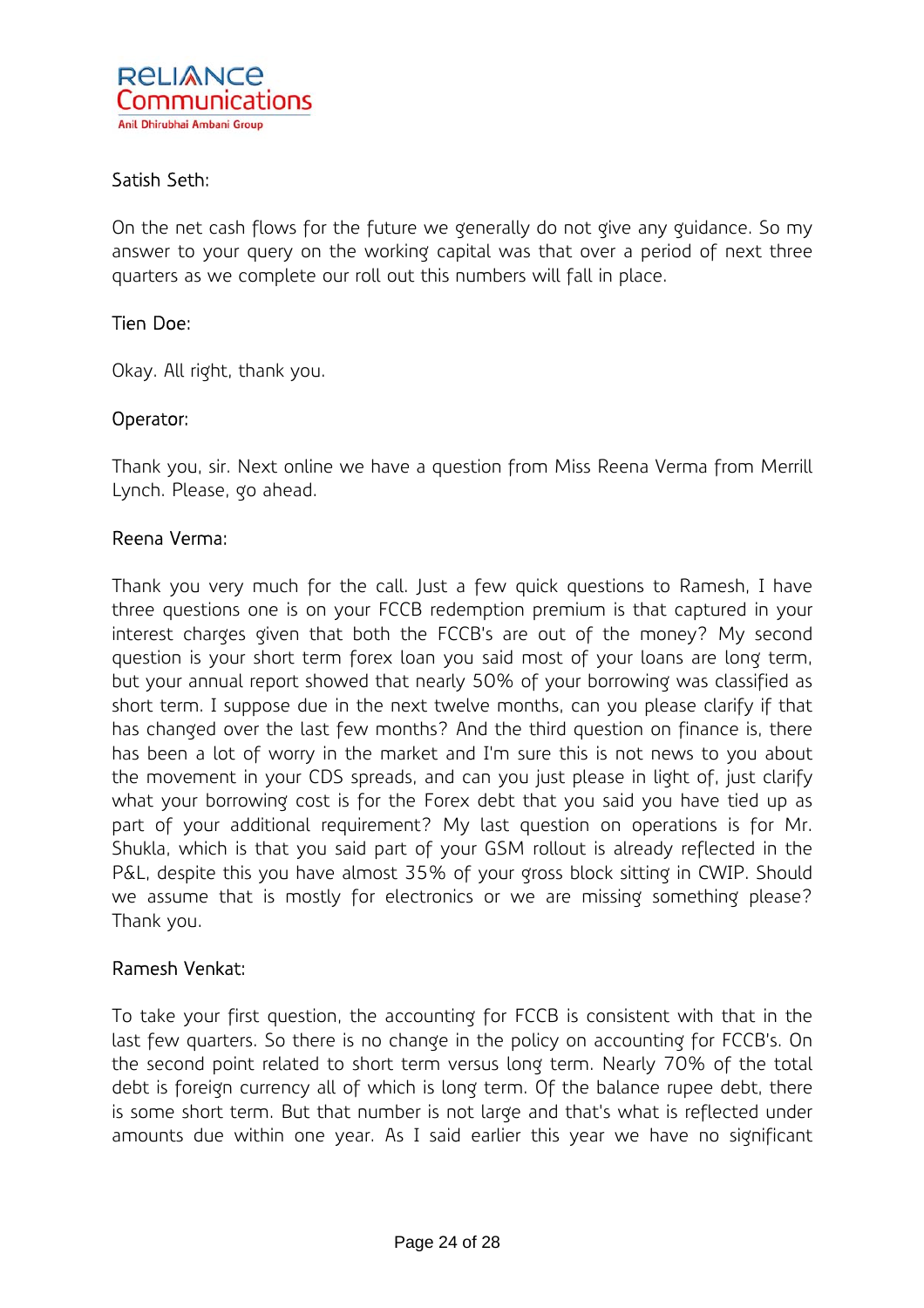Satish Seth:

On the net cash flows for the future we generally do not give any guidance. So my answer to your query on the working capital was that over a period of next three quarters as we complete our roll out this numbers will fall in place.

Tien Doe:

Okay. All right, thank you.

Operator:

Thank you, sir. Next online we have a question from Miss Reena Verma from Merrill Lynch. Please, go ahead.

Reena Verma:

Thank you very much for the call. Just a few quick questions to Ramesh, I have three questions one is on your FCCB redemption premium is that captured in your interest charges given that both the FCCB's are out of the money? My second question is your short term forex loan you said most of your loans are long term, but your annual report showed that nearly 50% of your borrowing was classified as short term. I suppose due in the next twelve months, can you please clarify if that has changed over the last few months? And the third question on finance is, there has been a lot of worry in the market and I'm sure this is not news to you about the movement in your CDS spreads, and can you just please in light of, just clarify what your borrowing cost is for the Forex debt that you said you have tied up as part of your additional requirement? My last question on operations is for Mr. Shukla, which is that you said part of your GSM rollout is already reflected in the P&L, despite this you have almost 35% of your gross block sitting in CWIP. Should we assume that is mostly for electronics or we are missing something please? Thank you.

Ramesh Venkat:

To take your first question, the accounting for FCCB is consistent with that in the last few quarters. So there is no change in the policy on accounting for FCCB's. On the second point related to short term versus long term. Nearly 70% of the total debt is foreign currency all of which is long term. Of the balance rupee debt, there is some short term. But that number is not large and that's what is reflected under amounts due within one year. As I said earlier this year we have no significant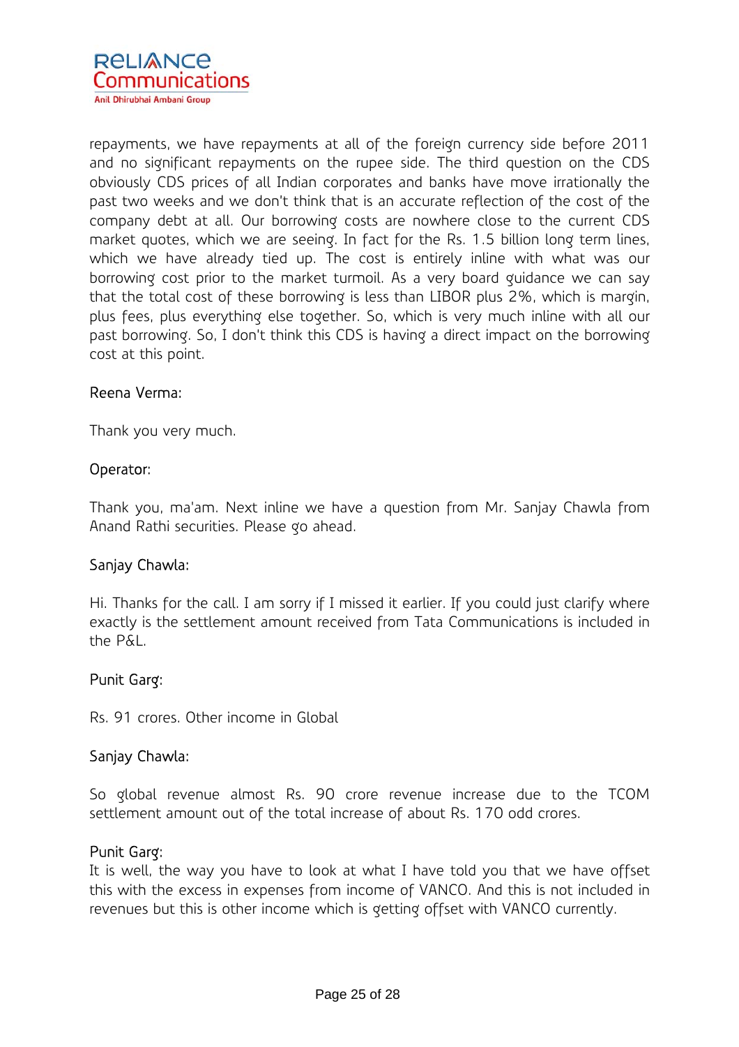repayments, we have repayments at all of the foreign currency side before 2011 and no significant repayments on the rupee side. The third question on the CDS obviously CDS prices of all Indian corporates and banks have move irrationally the past two weeks and we don't think that is an accurate reflection of the cost of the company debt at all. Our borrowing costs are nowhere close to the current CDS market quotes, which we are seeing. In fact for the Rs. 1.5 billion long term lines, which we have already tied up. The cost is entirely inline with what was our borrowing cost prior to the market turmoil. As a very board guidance we can say that the total cost of these borrowing is less than LIBOR plus 2%, which is margin, plus fees, plus everything else together. So, which is very much inline with all our past borrowing. So, I don't think this CDS is having a direct impact on the borrowing cost at this point.

Reena Verma:

Thank you very much.

Operator:

Thank you, ma'am. Next inline we have a question from Mr. Sanjay Chawla from Anand Rathi securities. Please go ahead.

Sanjay Chawla:

Hi. Thanks for the call. I am sorry if I missed it earlier. If you could just clarify where exactly is the settlement amount received from Tata Communications is included in the P&L.

Punit Garg:

Rs. 91 crores. Other income in Global

Sanjay Chawla:

So global revenue almost Rs. 90 crore revenue increase due to the TCOM settlement amount out of the total increase of about Rs. 170 odd crores.

Punit Garg:

It is well, the way you have to look at what I have told you that we have offset this with the excess in expenses from income of VANCO. And this is not included in revenues but this is other income which is getting offset with VANCO currently.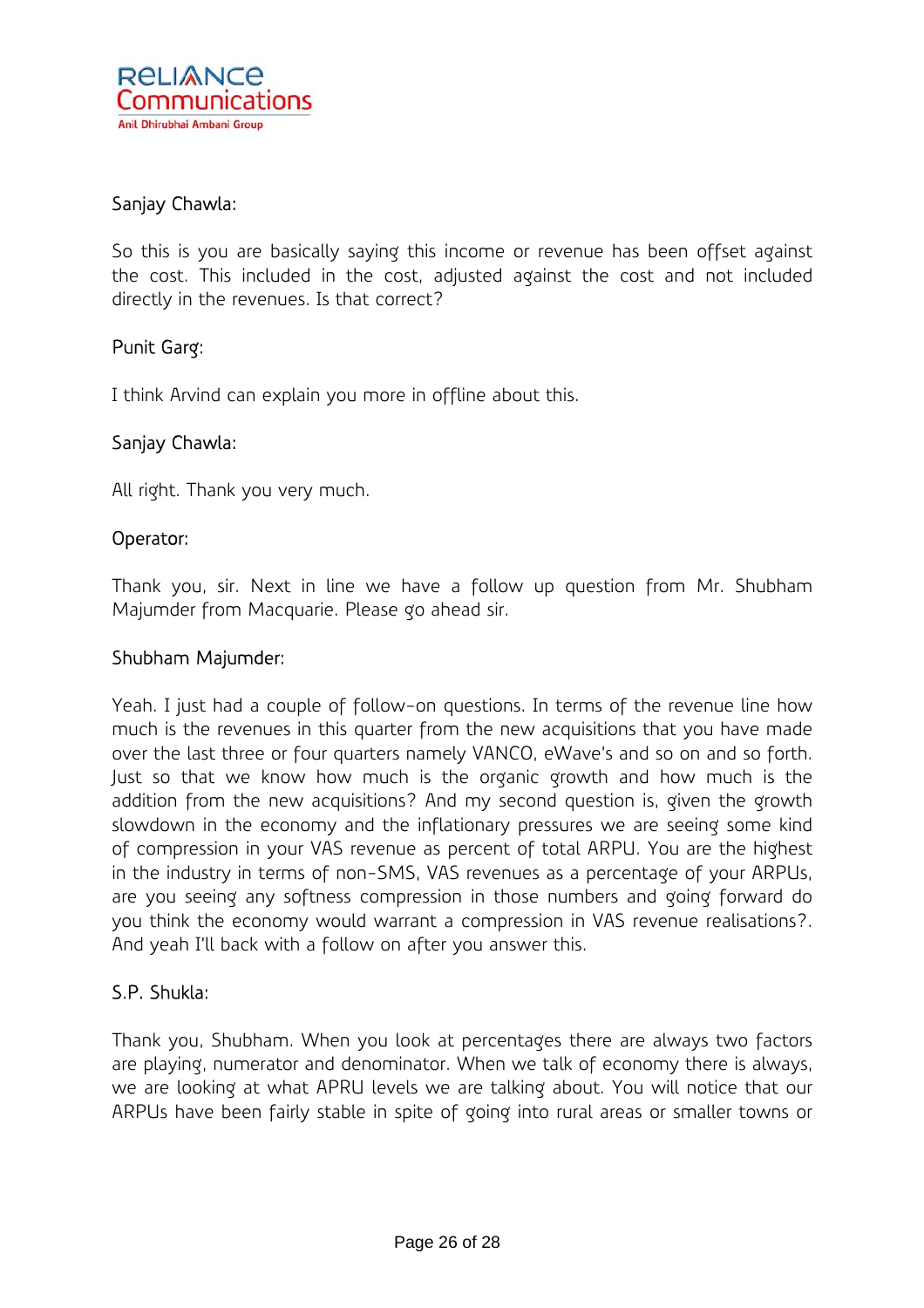Sanjay Chawla:

So this is you are basically saying this income or revenue has been offset against the cost. This included in the cost, adjusted against the cost and not included directly in the revenues. Is that correct?

Punit Garg:

I think Arvind can explain you more in offline about this.

Sanjay Chawla:

All right. Thank you very much.

Operator:

Thank you, sir. Next in line we have a follow up question from Mr. Shubham Majumder from Macquarie. Please go ahead sir.

Shubham Majumder:

Yeah. I just had a couple of follow-on questions. In terms of the revenue line how much is the revenues in this quarter from the new acquisitions that you have made over the last three or four quarters namely VANCO, eWave's and so on and so forth. Just so that we know how much is the organic growth and how much is the addition from the new acquisitions? And my second question is, given the growth slowdown in the economy and the inflationary pressures we are seeing some kind of compression in your VAS revenue as percent of total ARPU. You are the highest in the industry in terms of non-SMS, VAS revenues as a percentage of your ARPUs, are you seeing any softness compression in those numbers and going forward do you think the economy would warrant a compression in VAS revenue realisations?. And yeah I'll back with a follow on after you answer this.

S.P. Shukla:

Thank you, Shubham. When you look at percentages there are always two factors are playing, numerator and denominator. When we talk of economy there is always, we are looking at what APRU levels we are talking about. You will notice that our ARPUs have been fairly stable in spite of going into rural areas or smaller towns or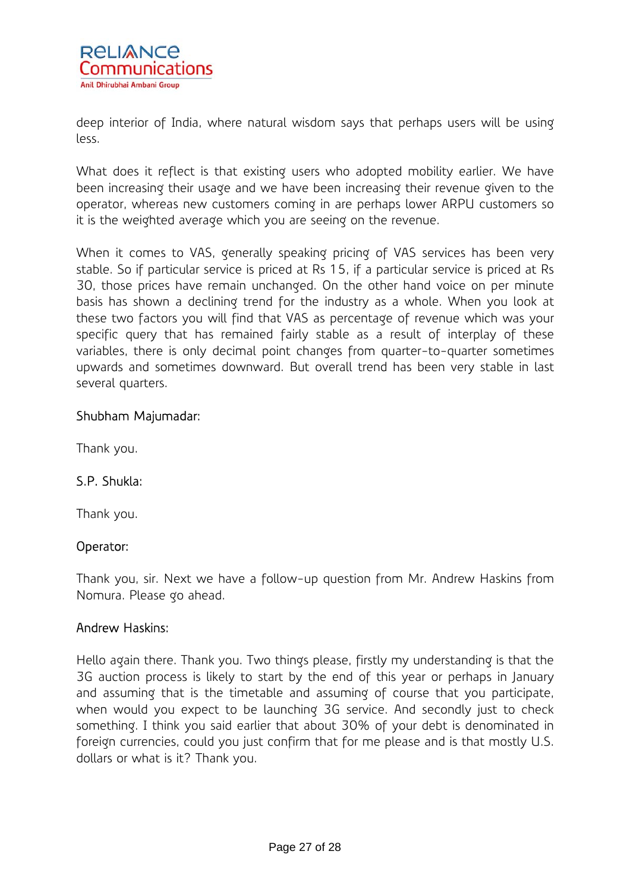deep interior of India, where natural wisdom says that perhaps users will be using less.

What does it reflect is that existing users who adopted mobility earlier. We have been increasing their usage and we have been increasing their revenue given to the operator, whereas new customers coming in are perhaps lower ARPU customers so it is the weighted average which you are seeing on the revenue.

When it comes to VAS, generally speaking pricing of VAS services has been very stable. So if particular service is priced at Rs 15, if a particular service is priced at Rs 30, those prices have remain unchanged. On the other hand voice on per minute basis has shown a declining trend for the industry as a whole. When you look at these two factors you will find that VAS as percentage of revenue which was your specific query that has remained fairly stable as a result of interplay of these variables, there is only decimal point changes from quarter-to-quarter sometimes upwards and sometimes downward. But overall trend has been very stable in last several quarters.

Shubham Majumadar:

Thank you.

S.P. Shukla:

Thank you.

Operator:

Thank you, sir. Next we have a follow-up question from Mr. Andrew Haskins from Nomura. Please go ahead.

Andrew Haskins:

Hello again there. Thank you. Two things please, firstly my understanding is that the 3G auction process is likely to start by the end of this year or perhaps in January and assuming that is the timetable and assuming of course that you participate, when would you expect to be launching 3G service. And secondly just to check something. I think you said earlier that about 30% of your debt is denominated in foreign currencies, could you just confirm that for me please and is that mostly U.S. dollars or what is it? Thank you.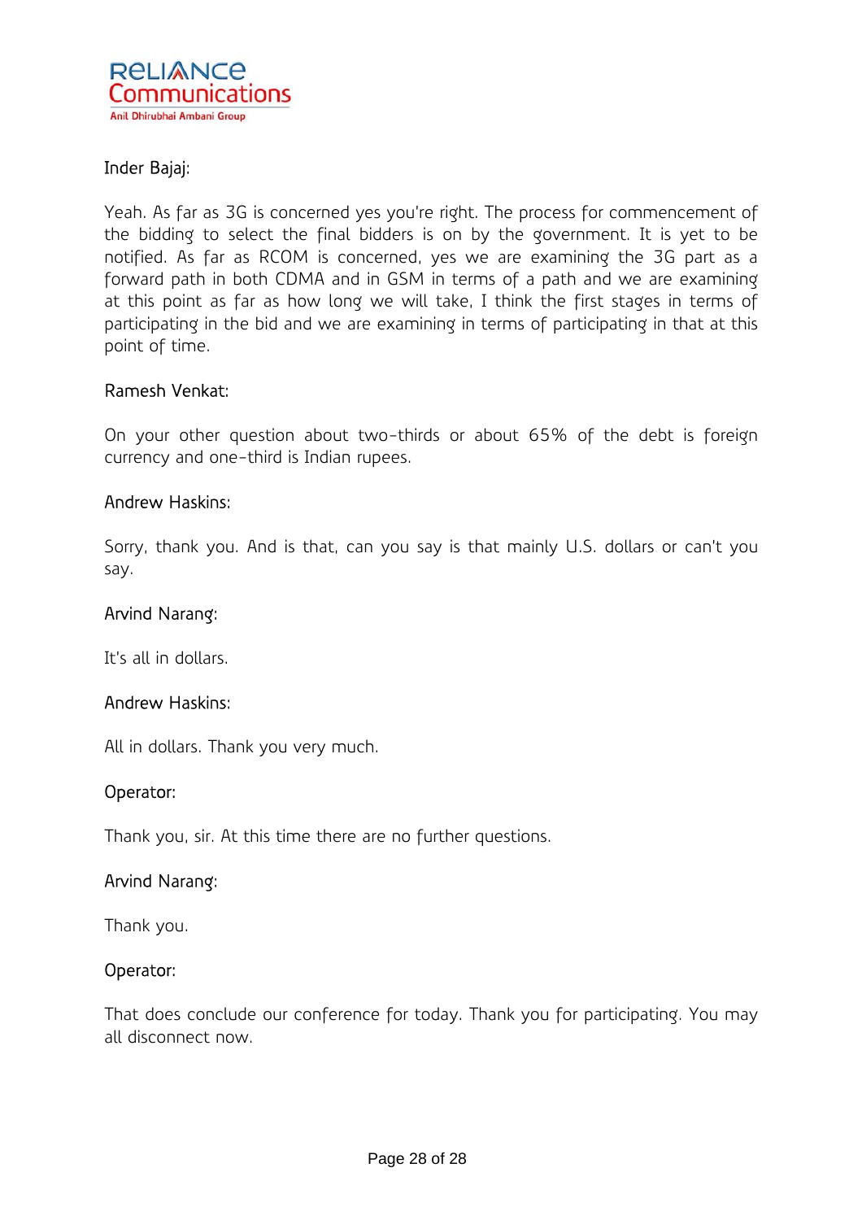Inder Bajaj:

Yeah. As far as 3G is concerned yes you're right. The process for commencement of the bidding to select the final bidders is on by the government. It is yet to be notified. As far as RCOM is concerned, yes we are examining the 3G part as a forward path in both CDMA and in GSM in terms of a path and we are examining at this point as far as how long we will take, I think the first stages in terms of participating in the bid and we are examining in terms of participating in that at this point of time.

Ramesh Venkat:

On your other question about two-thirds or about 65% of the debt is foreign currency and one-third is Indian rupees.

Andrew Haskins:

Sorry, thank you. And is that, can you say is that mainly U.S. dollars or can't you say.

Arvind Narang:

It's all in dollars.

Andrew Haskins:

All in dollars. Thank you very much.

Operator:

Thank you, sir. At this time there are no further questions.

Arvind Narang:

Thank you.

Operator:

That does conclude our conference for today. Thank you for participating. You may all disconnect now.